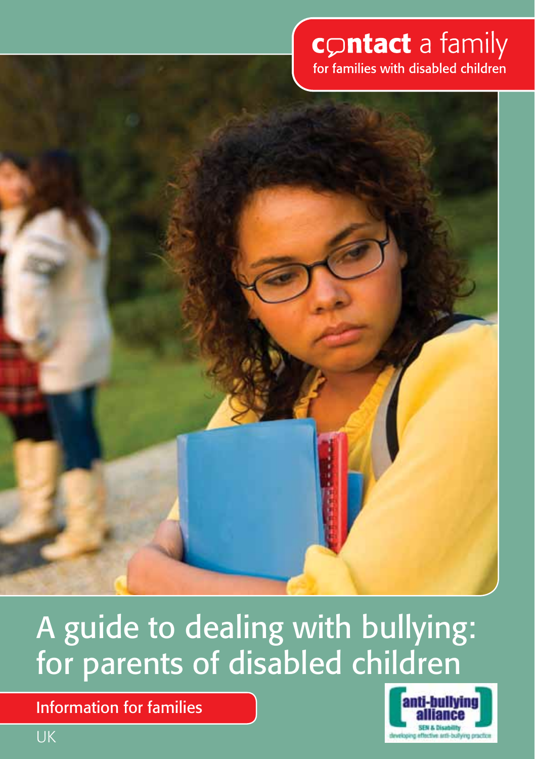**contact** a family

for families with disabled children

# A guide to dealing with bullying: for parents of disabled children

Information for families

UK

anti-bullying alliance

SEN & Disability

developing effective anti-bullying practice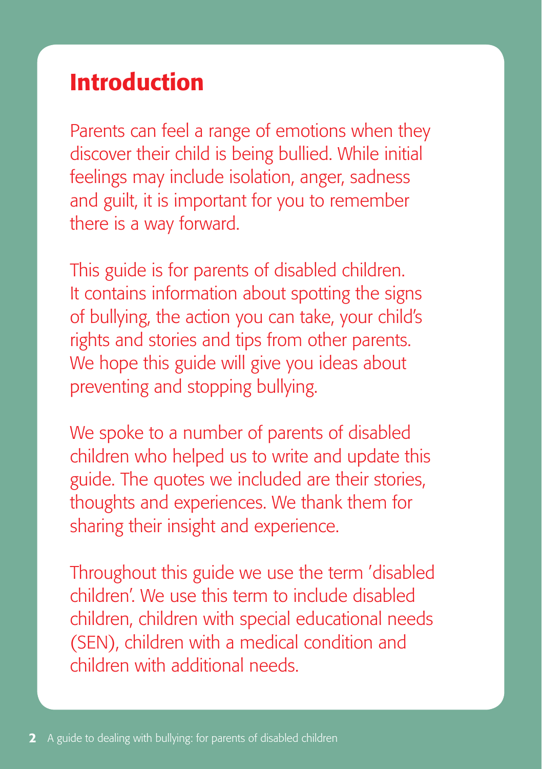# Introduction

Parents can feel a range of emotions when they discover their child is being bullied. While initial feelings may include isolation, anger, sadness and guilt, it is important for you to remember there is a way forward.

This guide is for parents of disabled children. It contains information about spotting the signs of bullying, the action you can take, your child's rights and stories and tips from other parents. We hope this guide will give you ideas about preventing and stopping bullying.

We spoke to a number of parents of disabled children who helped us to write and update this guide. The quotes we included are their stories, thoughts and experiences. We thank them for sharing their insight and experience.

Throughout this guide we use the term 'disabled children'. We use this term to include disabled children, children with special educational needs (SEN), children with a medical condition and children with additional needs.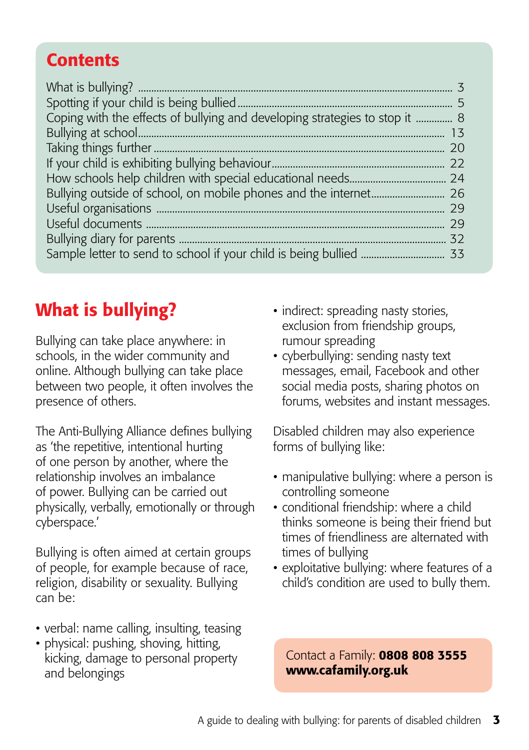## Contents

| | |
|---|---|
| What is bullying? | 3 |
| Spotting if your child is being bullied | 5 |
| Coping with the effects of bullying and developing strategies to stop it | 8 |
| Bullying at school | 13 |
| Taking things further | 20 |
| If your child is exhibiting bullying behaviour | 22 |
| How schools help children with special educational needs | 24 |
| Bullying outside of school, on mobile phones and the internet | 26 |
| Useful organisations | 29 |
| Useful documents | 29 |
| Bullying diary for parents | 32 |
| Sample letter to send to school if your child is being bullied | 33 |

## What is bullying?

Bullying can take place anywhere: in schools, in the wider community and online. Although bullying can take place between two people, it often involves the presence of others.

The Anti-Bullying Alliance defines bullying as 'the repetitive, intentional hurting of one person by another, where the relationship involves an imbalance of power. Bullying can be carried out physically, verbally, emotionally or through cyberspace.'

Bullying is often aimed at certain groups of people, for example because of race, religion, disability or sexuality. Bullying can be:

- verbal: name calling, insulting, teasing
- physical: pushing, shoving, hitting, kicking, damage to personal property and belongings
- indirect: spreading nasty stories, exclusion from friendship groups, rumour spreading
- cyberbullying: sending nasty text messages, email, Facebook and other social media posts, sharing photos on forums, websites and instant messages.

Disabled children may also experience forms of bullying like:

- manipulative bullying: where a person is controlling someone
- conditional friendship: where a child thinks someone is being their friend but times of friendliness are alternated with times of bullying
- exploitative bullying: where features of a child's condition are used to bully them.

Contact a Family: **0808 808 3555**
**www.cafamily.org.uk**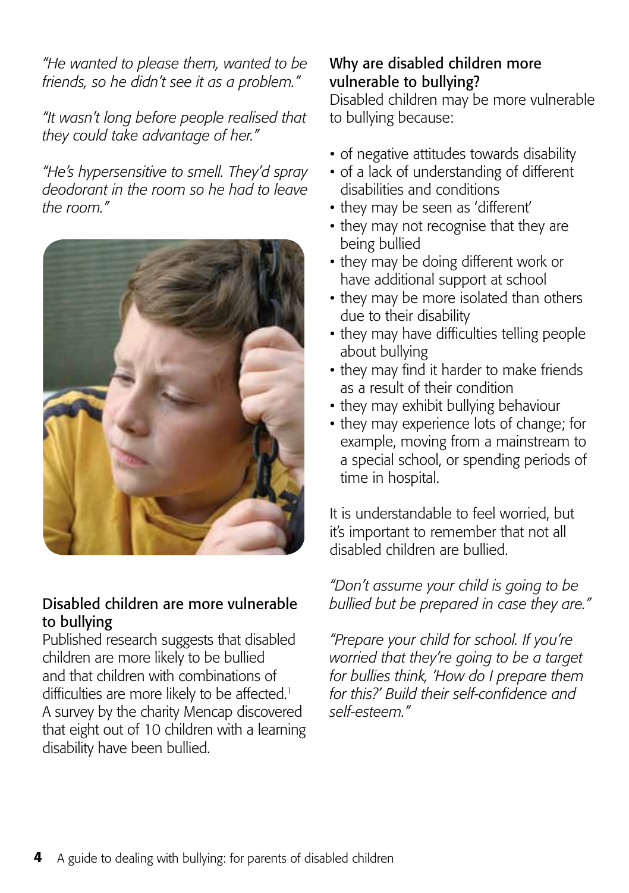*"He wanted to please them, wanted to be friends, so he didn't see it as a problem."*

*"It wasn't long before people realised that they could take advantage of her."*

*"He's hypersensitive to smell. They'd spray deodorant in the room so he had to leave the room."*

## Disabled children are more vulnerable to bullying

Published research suggests that disabled children are more likely to be bullied and that children with combinations of difficulties are more likely to be affected.[1] A survey by the charity Mencap discovered that eight out of 10 children with a learning disability have been bullied.

## Why are disabled children more vulnerable to bullying?

Disabled children may be more vulnerable to bullying because:

- of negative attitudes towards disability
- of a lack of understanding of different disabilities and conditions
- they may be seen as 'different'
- they may not recognise that they are being bullied
- they may be doing different work or have additional support at school
- they may be more isolated than others due to their disability
- they may have difficulties telling people about bullying
- they may find it harder to make friends as a result of their condition
- they may exhibit bullying behaviour
- they may experience lots of change; for example, moving from a mainstream to a special school, or spending periods of time in hospital.

It is understandable to feel worried, but it's important to remember that not all disabled children are bullied.

*"Don't assume your child is going to be bullied but be prepared in case they are."*

*"Prepare your child for school. If you're worried that they're going to be a target for bullies think, 'How do I prepare them for this?' Build their self-confidence and self-esteem."*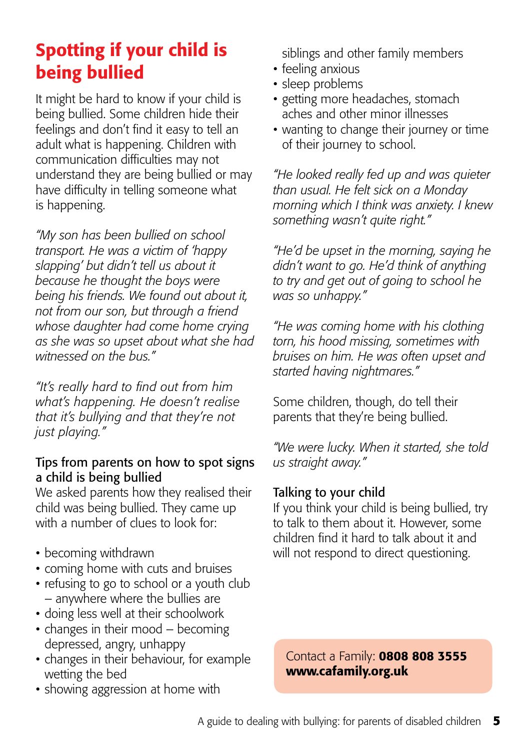# Spotting if your child is being bullied

It might be hard to know if your child is being bullied. Some children hide their feelings and don't find it easy to tell an adult what is happening. Children with communication difficulties may not understand they are being bullied or may have difficulty in telling someone what is happening.

*"My son has been bullied on school transport. He was a victim of 'happy slapping' but didn't tell us about it because he thought the boys were being his friends. We found out about it, not from our son, but through a friend whose daughter had come home crying as she was so upset about what she had witnessed on the bus."*

*"It's really hard to find out from him what's happening. He doesn't realise that it's bullying and that they're not just playing."*

### Tips from parents on how to spot signs a child is being bullied

We asked parents how they realised their child was being bullied. They came up with a number of clues to look for:

- becoming withdrawn
- coming home with cuts and bruises
- refusing to go to school or a youth club – anywhere where the bullies are
- doing less well at their schoolwork
- changes in their mood – becoming depressed, angry, unhappy
- changes in their behaviour, for example wetting the bed
- showing aggression at home with siblings and other family members
- feeling anxious
- sleep problems
- getting more headaches, stomach aches and other minor illnesses
- wanting to change their journey or time of their journey to school.

*"He looked really fed up and was quieter than usual. He felt sick on a Monday morning which I think was anxiety. I knew something wasn't quite right."*

*"He'd be upset in the morning, saying he didn't want to go. He'd think of anything to try and get out of going to school he was so unhappy."*

*"He was coming home with his clothing torn, his hood missing, sometimes with bruises on him. He was often upset and started having nightmares."*

Some children, though, do tell their parents that they're being bullied.

*"We were lucky. When it started, she told us straight away."*

### Talking to your child

If you think your child is being bullied, try to talk to them about it. However, some children find it hard to talk about it and will not respond to direct questioning.

Contact a Family: **0808 808 3555**
**www.cafamily.org.uk**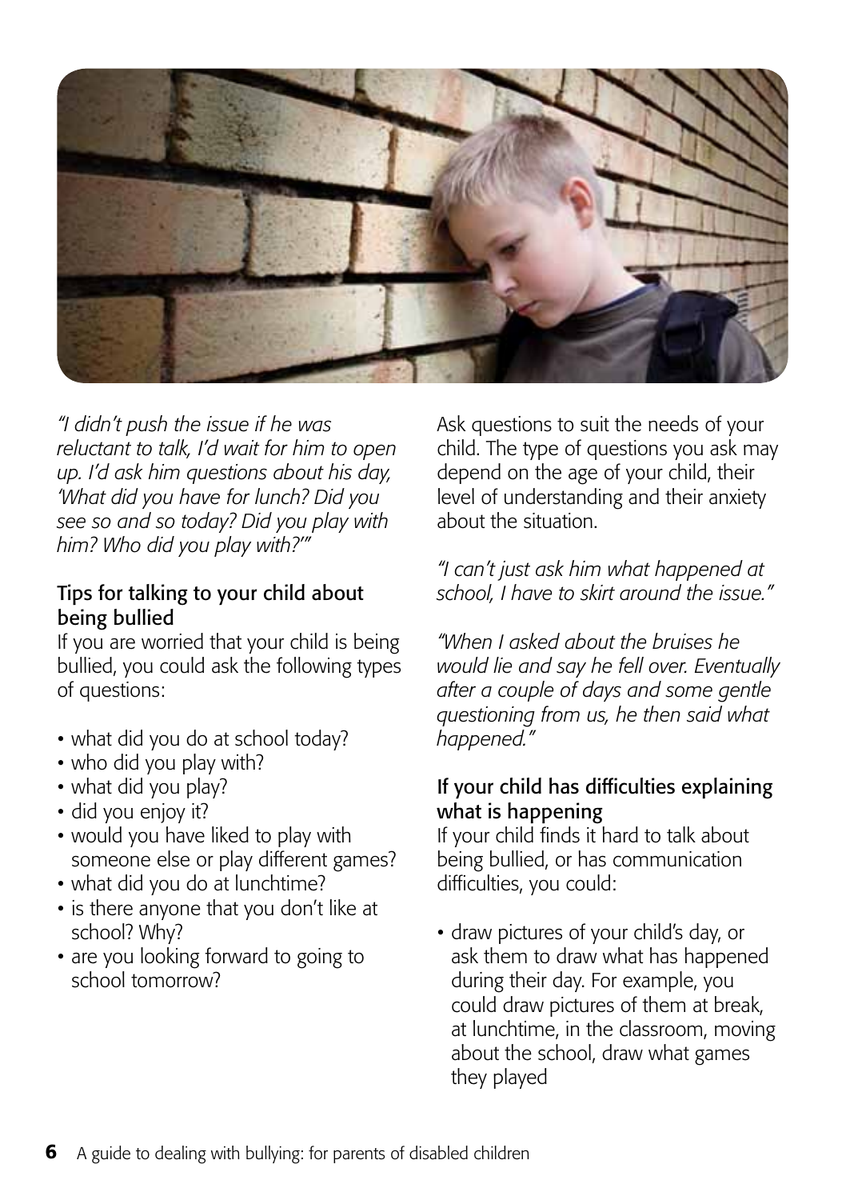*"I didn't push the issue if he was reluctant to talk, I'd wait for him to open up. I'd ask him questions about his day, 'What did you have for lunch? Did you see so and so today? Did you play with him? Who did you play with?'"*

### Tips for talking to your child about being bullied

If you are worried that your child is being bullied, you could ask the following types of questions:

- what did you do at school today?
- who did you play with?
- what did you play?
- did you enjoy it?
- would you have liked to play with someone else or play different games?
- what did you do at lunchtime?
- is there anyone that you don't like at school? Why?
- are you looking forward to going to school tomorrow?

Ask questions to suit the needs of your child. The type of questions you ask may depend on the age of your child, their level of understanding and their anxiety about the situation.

*"I can't just ask him what happened at school, I have to skirt around the issue."*

*"When I asked about the bruises he would lie and say he fell over. Eventually after a couple of days and some gentle questioning from us, he then said what happened."*

### If your child has difficulties explaining what is happening

If your child finds it hard to talk about being bullied, or has communication difficulties, you could:

- draw pictures of your child's day, or ask them to draw what has happened during their day. For example, you could draw pictures of them at break, at lunchtime, in the classroom, moving about the school, draw what games they played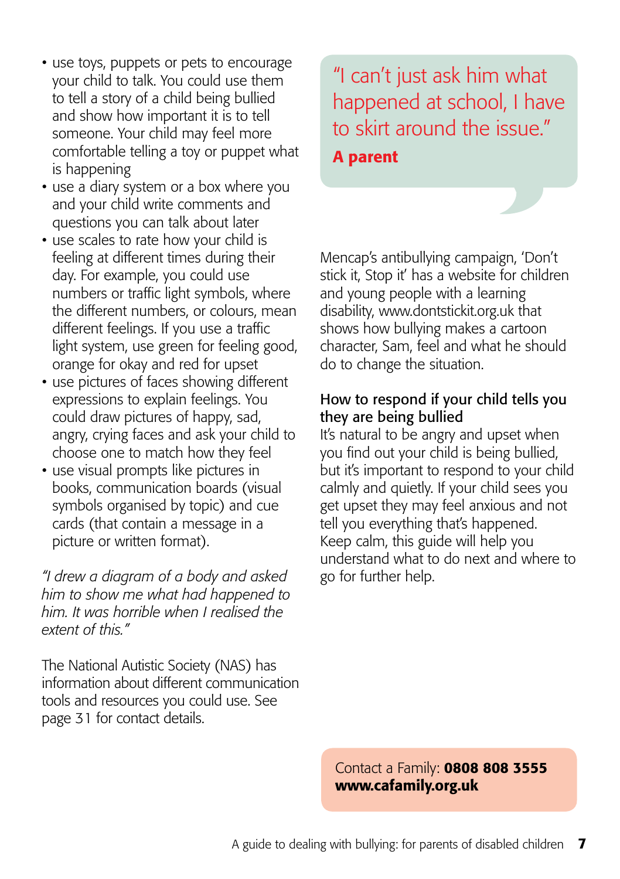- use toys, puppets or pets to encourage your child to talk. You could use them to tell a story of a child being bullied and show how important it is to tell someone. Your child may feel more comfortable telling a toy or puppet what is happening
- use a diary system or a box where you and your child write comments and questions you can talk about later
- use scales to rate how your child is feeling at different times during their day. For example, you could use numbers or traffic light symbols, where the different numbers, or colours, mean different feelings. If you use a traffic light system, use green for feeling good, orange for okay and red for upset
- use pictures of faces showing different expressions to explain feelings. You could draw pictures of happy, sad, angry, crying faces and ask your child to choose one to match how they feel
- use visual prompts like pictures in books, communication boards (visual symbols organised by topic) and cue cards (that contain a message in a picture or written format).

*"I drew a diagram of a body and asked him to show me what had happened to him. It was horrible when I realised the extent of this."*

The National Autistic Society (NAS) has information about different communication tools and resources you could use. See page 31 for contact details.

> "I can't just ask him what happened at school, I have to skirt around the issue."
> **A parent**

Mencap's antibullying campaign, 'Don't stick it, Stop it' has a website for children and young people with a learning disability, www.dontstickit.org.uk that shows how bullying makes a cartoon character, Sam, feel and what he should do to change the situation.

## How to respond if your child tells you they are being bullied

It's natural to be angry and upset when you find out your child is being bullied, but it's important to respond to your child calmly and quietly. If your child sees you get upset they may feel anxious and not tell you everything that's happened. Keep calm, this guide will help you understand what to do next and where to go for further help.

Contact a Family: **0808 808 3555**
**www.cafamily.org.uk**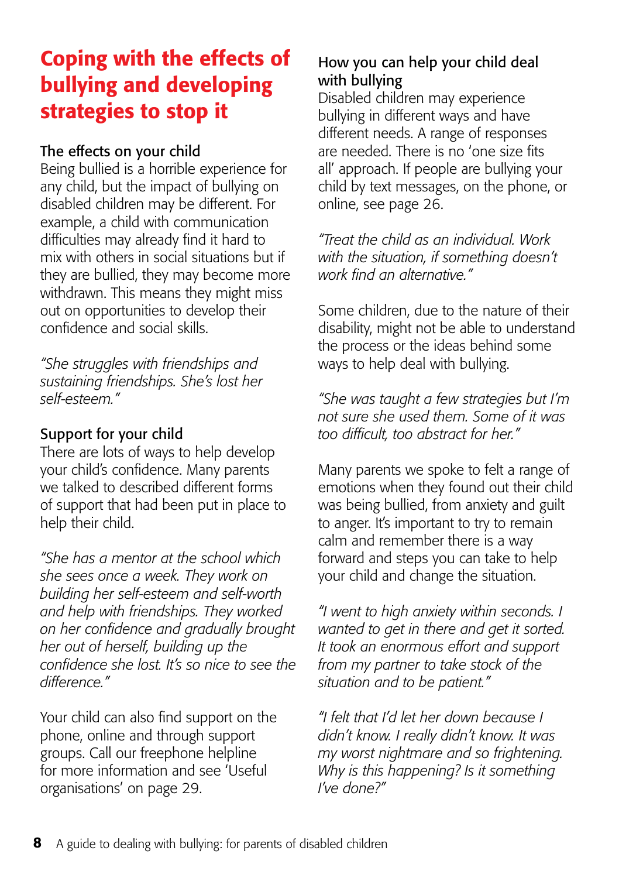# Coping with the effects of bullying and developing strategies to stop it

### The effects on your child

Being bullied is a horrible experience for any child, but the impact of bullying on disabled children may be different. For example, a child with communication difficulties may already find it hard to mix with others in social situations but if they are bullied, they may become more withdrawn. This means they might miss out on opportunities to develop their confidence and social skills.

*"She struggles with friendships and sustaining friendships. She's lost her self-esteem."*

### Support for your child

There are lots of ways to help develop your child's confidence. Many parents we talked to described different forms of support that had been put in place to help their child.

*"She has a mentor at the school which she sees once a week. They work on building her self-esteem and self-worth and help with friendships. They worked on her confidence and gradually brought her out of herself, building up the confidence she lost. It's so nice to see the difference."*

Your child can also find support on the phone, online and through support groups. Call our freephone helpline for more information and see 'Useful organisations' on page 29.

### How you can help your child deal with bullying

Disabled children may experience bullying in different ways and have different needs. A range of responses are needed. There is no 'one size fits all' approach. If people are bullying your child by text messages, on the phone, or online, see page 26.

*"Treat the child as an individual. Work with the situation, if something doesn't work find an alternative."*

Some children, due to the nature of their disability, might not be able to understand the process or the ideas behind some ways to help deal with bullying.

*"She was taught a few strategies but I'm not sure she used them. Some of it was too difficult, too abstract for her."*

Many parents we spoke to felt a range of emotions when they found out their child was being bullied, from anxiety and guilt to anger. It's important to try to remain calm and remember there is a way forward and steps you can take to help your child and change the situation.

*"I went to high anxiety within seconds. I wanted to get in there and get it sorted. It took an enormous effort and support from my partner to take stock of the situation and to be patient."*

*"I felt that I'd let her down because I didn't know. I really didn't know. It was my worst nightmare and so frightening. Why is this happening? Is it something I've done?"*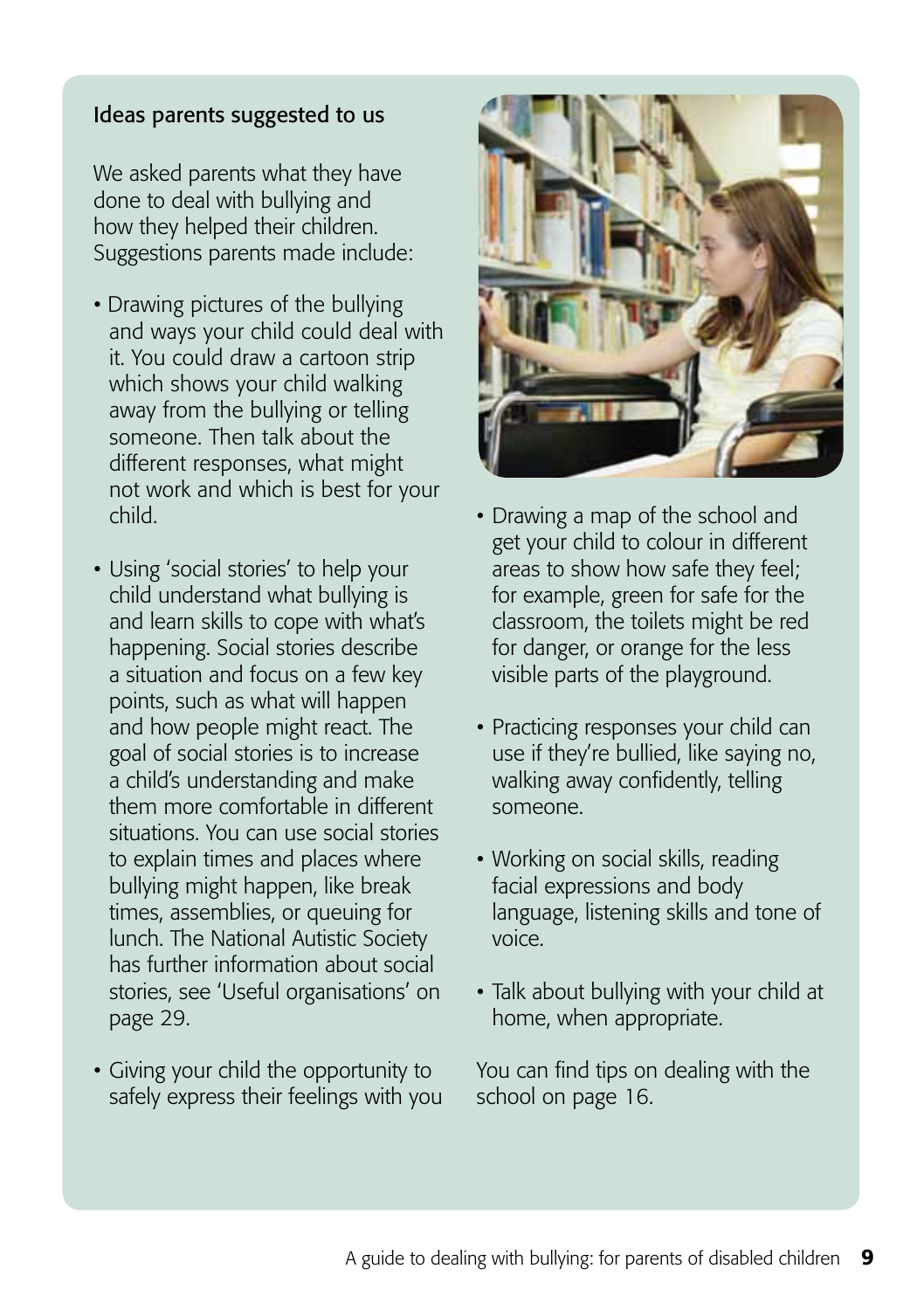### Ideas parents suggested to us

We asked parents what they have done to deal with bullying and how they helped their children. Suggestions parents made include:

- Drawing pictures of the bullying and ways your child could deal with it. You could draw a cartoon strip which shows your child walking away from the bullying or telling someone. Then talk about the different responses, what might not work and which is best for your child.
- Using 'social stories' to help your child understand what bullying is and learn skills to cope with what's happening. Social stories describe a situation and focus on a few key points, such as what will happen and how people might react. The goal of social stories is to increase a child's understanding and make them more comfortable in different situations. You can use social stories to explain times and places where bullying might happen, like break times, assemblies, or queuing for lunch. The National Autistic Society has further information about social stories, see 'Useful organisations' on page 29.
- Giving your child the opportunity to safely express their feelings with you
- Drawing a map of the school and get your child to colour in different areas to show how safe they feel; for example, green for safe for the classroom, the toilets might be red for danger, or orange for the less visible parts of the playground.
- Practicing responses your child can use if they're bullied, like saying no, walking away confidently, telling someone.
- Working on social skills, reading facial expressions and body language, listening skills and tone of voice.
- Talk about bullying with your child at home, when appropriate.

You can find tips on dealing with the school on page 16.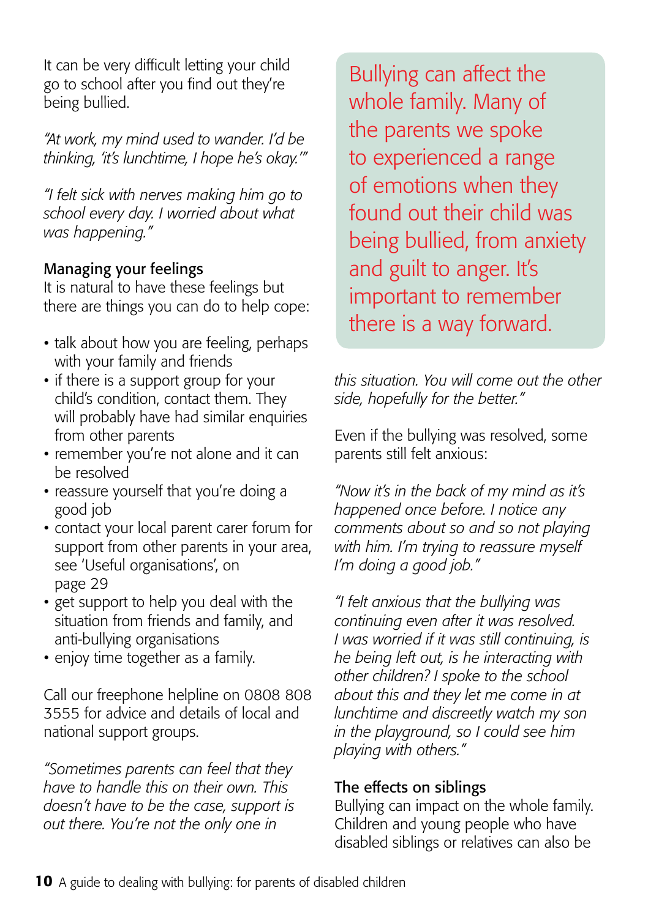It can be very difficult letting your child go to school after you find out they're being bullied.

*"At work, my mind used to wander. I'd be thinking, 'it's lunchtime, I hope he's okay.'"*

*"I felt sick with nerves making him go to school every day. I worried about what was happening."*

### Managing your feelings

It is natural to have these feelings but there are things you can do to help cope:

- talk about how you are feeling, perhaps with your family and friends
- if there is a support group for your child's condition, contact them. They will probably have had similar enquiries from other parents
- remember you're not alone and it can be resolved
- reassure yourself that you're doing a good job
- contact your local parent carer forum for support from other parents in your area, see 'Useful organisations', on page 29
- get support to help you deal with the situation from friends and family, and anti-bullying organisations
- enjoy time together as a family.

Call our freephone helpline on 0808 808 3555 for advice and details of local and national support groups.

*"Sometimes parents can feel that they have to handle this on their own. This doesn't have to be the case, support is out there. You're not the only one in this situation. You will come out the other side, hopefully for the better."*

> Bullying can affect the whole family. Many of the parents we spoke to experienced a range of emotions when they found out their child was being bullied, from anxiety and guilt to anger. It's important to remember there is a way forward.

Even if the bullying was resolved, some parents still felt anxious:

*"Now it's in the back of my mind as it's happened once before. I notice any comments about so and so not playing with him. I'm trying to reassure myself I'm doing a good job."*

*"I felt anxious that the bullying was continuing even after it was resolved. I was worried if it was still continuing, is he being left out, is he interacting with other children? I spoke to the school about this and they let me come in at lunchtime and discreetly watch my son in the playground, so I could see him playing with others."*

### The effects on siblings

Bullying can impact on the whole family. Children and young people who have disabled siblings or relatives can also be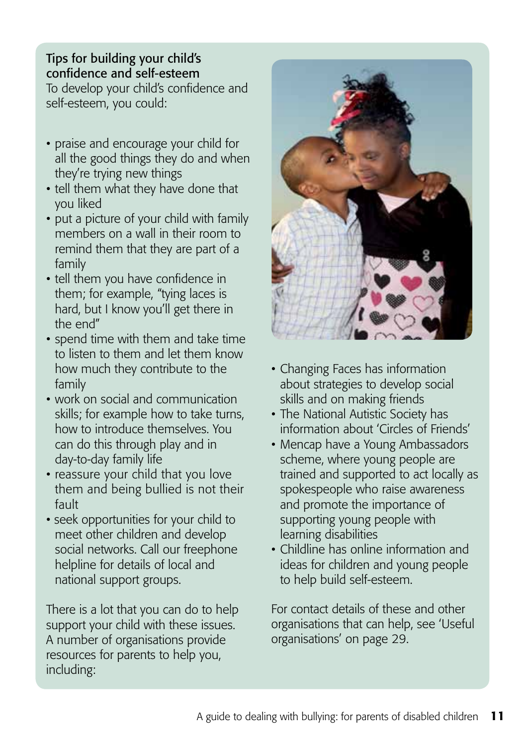### Tips for building your child's confidence and self-esteem

To develop your child's confidence and self-esteem, you could:

- praise and encourage your child for all the good things they do and when they're trying new things
- tell them what they have done that you liked
- put a picture of your child with family members on a wall in their room to remind them that they are part of a family
- tell them you have confidence in them; for example, "tying laces is hard, but I know you'll get there in the end"
- spend time with them and take time to listen to them and let them know how much they contribute to the family
- work on social and communication skills; for example how to take turns, how to introduce themselves. You can do this through play and in day-to-day family life
- reassure your child that you love them and being bullied is not their fault
- seek opportunities for your child to meet other children and develop social networks. Call our freephone helpline for details of local and national support groups.

There is a lot that you can do to help support your child with these issues. A number of organisations provide resources for parents to help you, including:

- Changing Faces has information about strategies to develop social skills and on making friends
- The National Autistic Society has information about 'Circles of Friends'
- Mencap have a Young Ambassadors scheme, where young people are trained and supported to act locally as spokespeople who raise awareness and promote the importance of supporting young people with learning disabilities
- Childline has online information and ideas for children and young people to help build self-esteem.

For contact details of these and other organisations that can help, see 'Useful organisations' on page 29.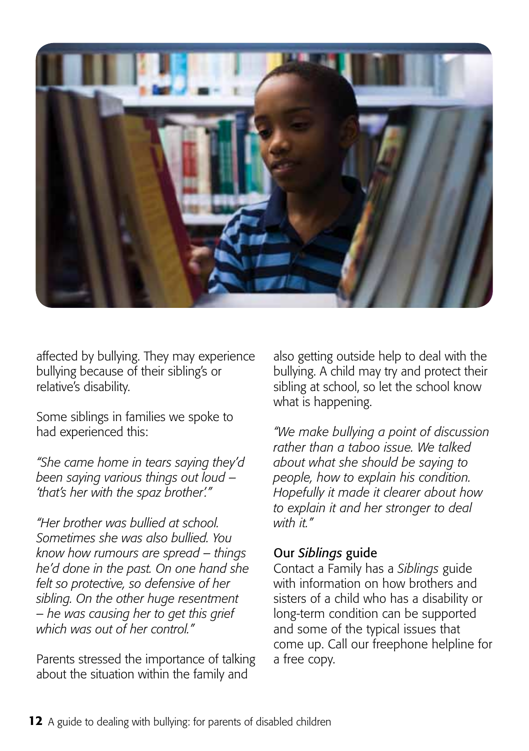affected by bullying. They may experience bullying because of their sibling's or relative's disability.

Some siblings in families we spoke to had experienced this:

*"She came home in tears saying they'd been saying various things out loud – 'that's her with the spaz brother'."*

*"Her brother was bullied at school. Sometimes she was also bullied. You know how rumours are spread – things he'd done in the past. On one hand she felt so protective, so defensive of her sibling. On the other huge resentment – he was causing her to get this grief which was out of her control."*

Parents stressed the importance of talking about the situation within the family and also getting outside help to deal with the bullying. A child may try and protect their sibling at school, so let the school know what is happening.

*"We make bullying a point of discussion rather than a taboo issue. We talked about what she should be saying to people, how to explain his condition. Hopefully it made it clearer about how to explain it and her stronger to deal with it."*

### Our *Siblings* guide

Contact a Family has a *Siblings* guide with information on how brothers and sisters of a child who has a disability or long-term condition can be supported and some of the typical issues that come up. Call our freephone helpline for a free copy.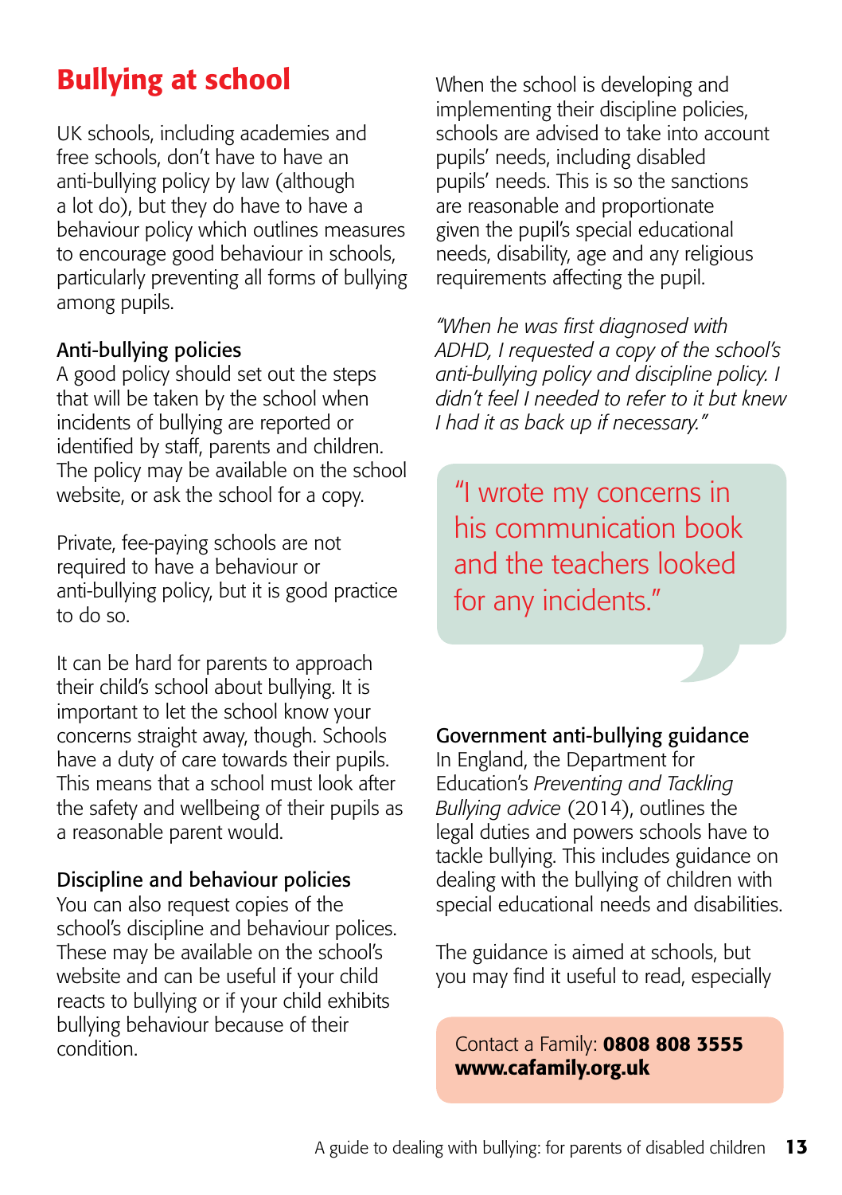## Bullying at school

UK schools, including academies and free schools, don't have to have an anti-bullying policy by law (although a lot do), but they do have to have a behaviour policy which outlines measures to encourage good behaviour in schools, particularly preventing all forms of bullying among pupils.

### Anti-bullying policies

A good policy should set out the steps that will be taken by the school when incidents of bullying are reported or identified by staff, parents and children. The policy may be available on the school website, or ask the school for a copy.

Private, fee-paying schools are not required to have a behaviour or anti-bullying policy, but it is good practice to do so.

It can be hard for parents to approach their child's school about bullying. It is important to let the school know your concerns straight away, though. Schools have a duty of care towards their pupils. This means that a school must look after the safety and wellbeing of their pupils as a reasonable parent would.

### Discipline and behaviour policies

You can also request copies of the school's discipline and behaviour polices. These may be available on the school's website and can be useful if your child reacts to bullying or if your child exhibits bullying behaviour because of their condition.

When the school is developing and implementing their discipline policies, schools are advised to take into account pupils' needs, including disabled pupils' needs. This is so the sanctions are reasonable and proportionate given the pupil's special educational needs, disability, age and any religious requirements affecting the pupil.

*"When he was first diagnosed with ADHD, I requested a copy of the school's anti-bullying policy and discipline policy. I didn't feel I needed to refer to it but knew I had it as back up if necessary."*

> "I wrote my concerns in his communication book and the teachers looked for any incidents."

### Government anti-bullying guidance

In England, the Department for Education's *Preventing and Tackling Bullying advice* (2014), outlines the legal duties and powers schools have to tackle bullying. This includes guidance on dealing with the bullying of children with special educational needs and disabilities.

The guidance is aimed at schools, but you may find it useful to read, especially

Contact a Family: **0808 808 3555**
**www.cafamily.org.uk**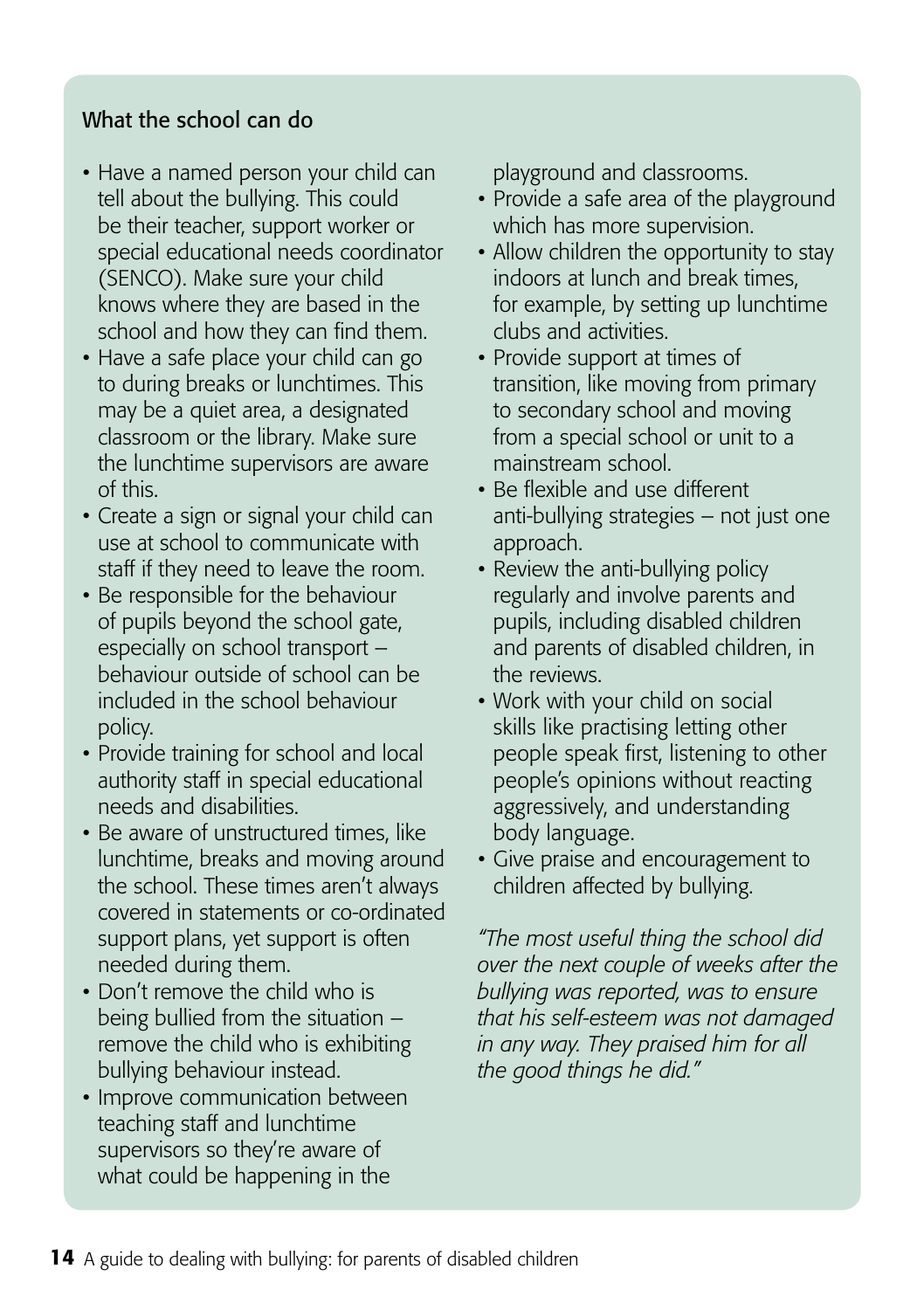### What the school can do

- Have a named person your child can tell about the bullying. This could be their teacher, support worker or special educational needs coordinator (SENCO). Make sure your child knows where they are based in the school and how they can find them.
- Have a safe place your child can go to during breaks or lunchtimes. This may be a quiet area, a designated classroom or the library. Make sure the lunchtime supervisors are aware of this.
- Create a sign or signal your child can use at school to communicate with staff if they need to leave the room.
- Be responsible for the behaviour of pupils beyond the school gate, especially on school transport – behaviour outside of school can be included in the school behaviour policy.
- Provide training for school and local authority staff in special educational needs and disabilities.
- Be aware of unstructured times, like lunchtime, breaks and moving around the school. These times aren't always covered in statements or co-ordinated support plans, yet support is often needed during them.
- Don't remove the child who is being bullied from the situation – remove the child who is exhibiting bullying behaviour instead.
- Improve communication between teaching staff and lunchtime supervisors so they're aware of what could be happening in the playground and classrooms.
- Provide a safe area of the playground which has more supervision.
- Allow children the opportunity to stay indoors at lunch and break times, for example, by setting up lunchtime clubs and activities.
- Provide support at times of transition, like moving from primary to secondary school and moving from a special school or unit to a mainstream school.
- Be flexible and use different anti-bullying strategies – not just one approach.
- Review the anti-bullying policy regularly and involve parents and pupils, including disabled children and parents of disabled children, in the reviews.
- Work with your child on social skills like practising letting other people speak first, listening to other people's opinions without reacting aggressively, and understanding body language.
- Give praise and encouragement to children affected by bullying.

*"The most useful thing the school did over the next couple of weeks after the bullying was reported, was to ensure that his self-esteem was not damaged in any way. They praised him for all the good things he did."*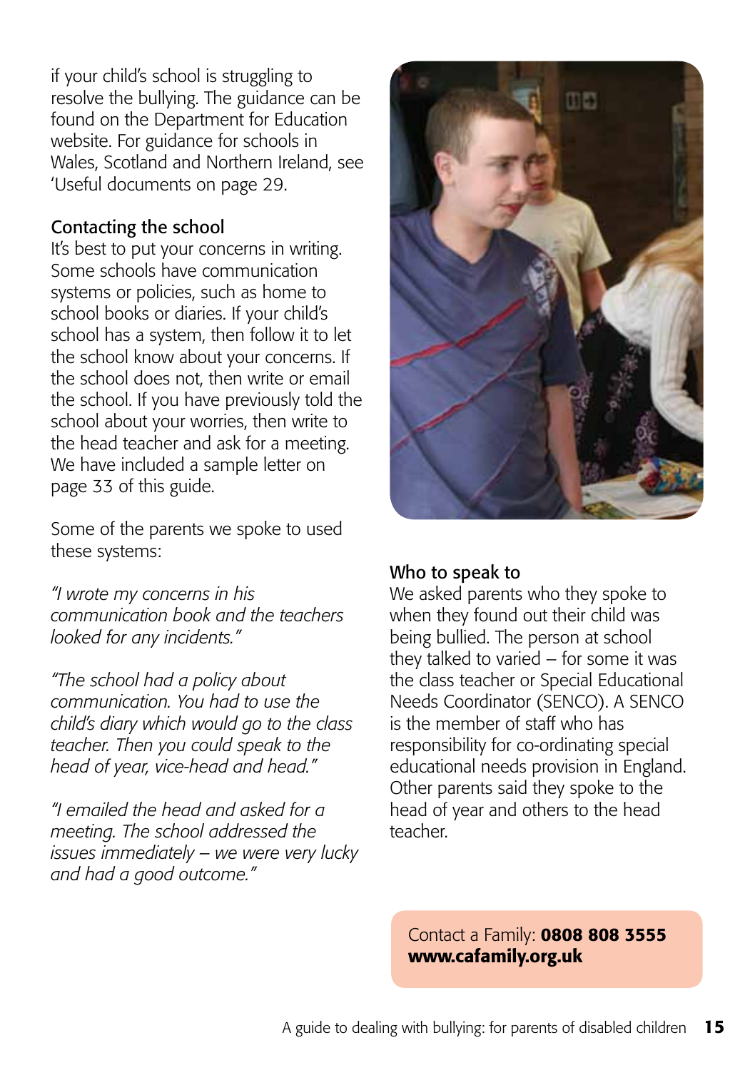if your child's school is struggling to resolve the bullying. The guidance can be found on the Department for Education website. For guidance for schools in Wales, Scotland and Northern Ireland, see 'Useful documents on page 29.

### Contacting the school

It's best to put your concerns in writing. Some schools have communication systems or policies, such as home to school books or diaries. If your child's school has a system, then follow it to let the school know about your concerns. If the school does not, then write or email the school. If you have previously told the school about your worries, then write to the head teacher and ask for a meeting. We have included a sample letter on page 33 of this guide.

Some of the parents we spoke to used these systems:

*"I wrote my concerns in his communication book and the teachers looked for any incidents."*

*"The school had a policy about communication. You had to use the child's diary which would go to the class teacher. Then you could speak to the head of year, vice-head and head."*

*"I emailed the head and asked for a meeting. The school addressed the issues immediately – we were very lucky and had a good outcome."*

### Who to speak to

We asked parents who they spoke to when they found out their child was being bullied. The person at school they talked to varied – for some it was the class teacher or Special Educational Needs Coordinator (SENCO). A SENCO is the member of staff who has responsibility for co-ordinating special educational needs provision in England. Other parents said they spoke to the head of year and others to the head teacher.

Contact a Family: **0808 808 3555**
**www.cafamily.org.uk**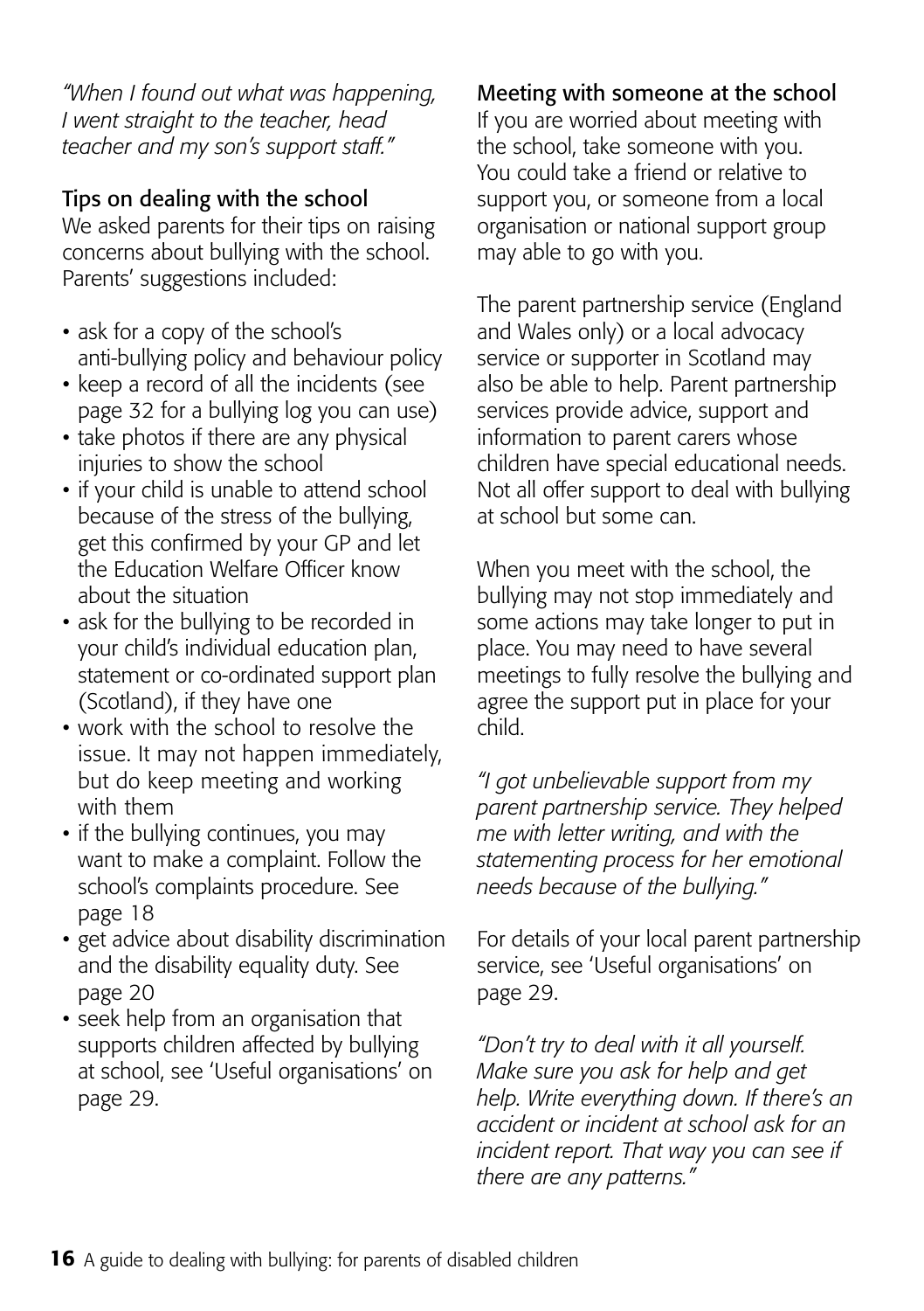*"When I found out what was happening, I went straight to the teacher, head teacher and my son's support staff."*

## Tips on dealing with the school

We asked parents for their tips on raising concerns about bullying with the school. Parents' suggestions included:

- ask for a copy of the school's anti-bullying policy and behaviour policy
- keep a record of all the incidents (see page 32 for a bullying log you can use)
- take photos if there are any physical injuries to show the school
- if your child is unable to attend school because of the stress of the bullying, get this confirmed by your GP and let the Education Welfare Officer know about the situation
- ask for the bullying to be recorded in your child's individual education plan, statement or co-ordinated support plan (Scotland), if they have one
- work with the school to resolve the issue. It may not happen immediately, but do keep meeting and working with them
- if the bullying continues, you may want to make a complaint. Follow the school's complaints procedure. See page 18
- get advice about disability discrimination and the disability equality duty. See page 20
- seek help from an organisation that supports children affected by bullying at school, see 'Useful organisations' on page 29.

## Meeting with someone at the school

If you are worried about meeting with the school, take someone with you. You could take a friend or relative to support you, or someone from a local organisation or national support group may able to go with you.

The parent partnership service (England and Wales only) or a local advocacy service or supporter in Scotland may also be able to help. Parent partnership services provide advice, support and information to parent carers whose children have special educational needs. Not all offer support to deal with bullying at school but some can.

When you meet with the school, the bullying may not stop immediately and some actions may take longer to put in place. You may need to have several meetings to fully resolve the bullying and agree the support put in place for your child.

*"I got unbelievable support from my parent partnership service. They helped me with letter writing, and with the statementing process for her emotional needs because of the bullying."*

For details of your local parent partnership service, see 'Useful organisations' on page 29.

*"Don't try to deal with it all yourself. Make sure you ask for help and get help. Write everything down. If there's an accident or incident at school ask for an incident report. That way you can see if there are any patterns."*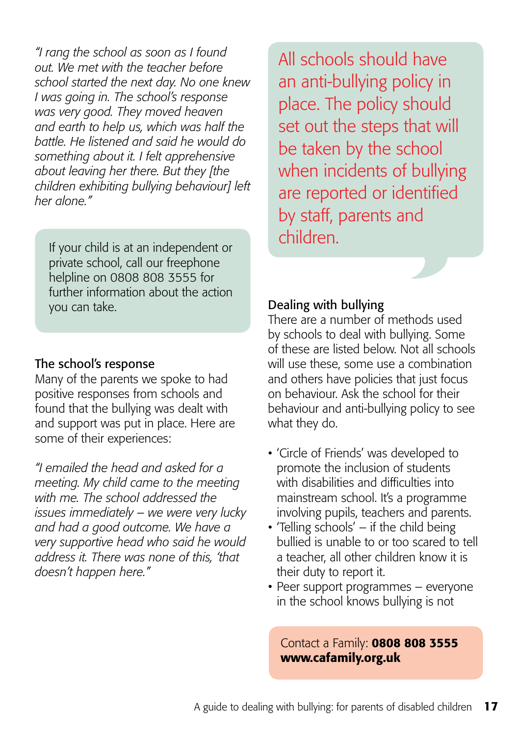*"I rang the school as soon as I found out. We met with the teacher before school started the next day. No one knew I was going in. The school's response was very good. They moved heaven and earth to help us, which was half the battle. He listened and said he would do something about it. I felt apprehensive about leaving her there. But they [the children exhibiting bullying behaviour] left her alone."*

If your child is at an independent or private school, call our freephone helpline on 0808 808 3555 for further information about the action you can take.

### The school's response

Many of the parents we spoke to had positive responses from schools and found that the bullying was dealt with and support was put in place. Here are some of their experiences:

*"I emailed the head and asked for a meeting. My child came to the meeting with me. The school addressed the issues immediately – we were very lucky and had a good outcome. We have a very supportive head who said he would address it. There was none of this, 'that doesn't happen here."*

All schools should have an anti-bullying policy in place. The policy should set out the steps that will be taken by the school when incidents of bullying are reported or identified by staff, parents and children.

### Dealing with bullying

There are a number of methods used by schools to deal with bullying. Some of these are listed below. Not all schools will use these, some use a combination and others have policies that just focus on behaviour. Ask the school for their behaviour and anti-bullying policy to see what they do.

- 'Circle of Friends' was developed to promote the inclusion of students with disabilities and difficulties into mainstream school. It's a programme involving pupils, teachers and parents.
- 'Telling schools' – if the child being bullied is unable to or too scared to tell a teacher, all other children know it is their duty to report it.
- Peer support programmes – everyone in the school knows bullying is not

Contact a Family: **0808 808 3555**
**www.cafamily.org.uk**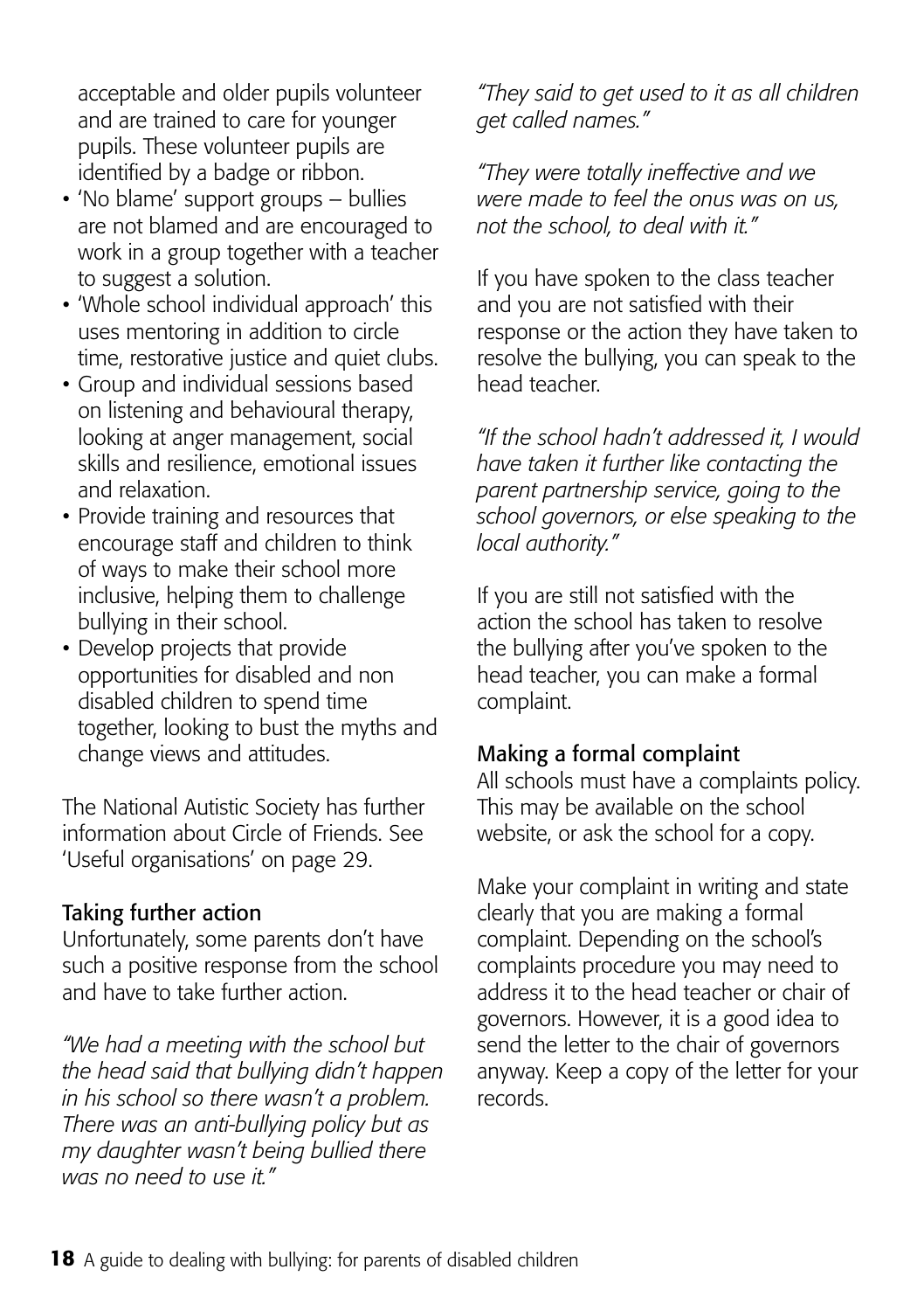acceptable and older pupils volunteer and are trained to care for younger pupils. These volunteer pupils are identified by a badge or ribbon.

- 'No blame' support groups – bullies are not blamed and are encouraged to work in a group together with a teacher to suggest a solution.
- 'Whole school individual approach' this uses mentoring in addition to circle time, restorative justice and quiet clubs.
- Group and individual sessions based on listening and behavioural therapy, looking at anger management, social skills and resilience, emotional issues and relaxation.
- Provide training and resources that encourage staff and children to think of ways to make their school more inclusive, helping them to challenge bullying in their school.
- Develop projects that provide opportunities for disabled and non disabled children to spend time together, looking to bust the myths and change views and attitudes.

The National Autistic Society has further information about Circle of Friends. See 'Useful organisations' on page 29.

### Taking further action

Unfortunately, some parents don't have such a positive response from the school and have to take further action.

*"We had a meeting with the school but the head said that bullying didn't happen in his school so there wasn't a problem. There was an anti-bullying policy but as my daughter wasn't being bullied there was no need to use it."*

*"They said to get used to it as all children get called names."*

*"They were totally ineffective and we were made to feel the onus was on us, not the school, to deal with it."*

If you have spoken to the class teacher and you are not satisfied with their response or the action they have taken to resolve the bullying, you can speak to the head teacher.

*"If the school hadn't addressed it, I would have taken it further like contacting the parent partnership service, going to the school governors, or else speaking to the local authority."*

If you are still not satisfied with the action the school has taken to resolve the bullying after you've spoken to the head teacher, you can make a formal complaint.

### Making a formal complaint

All schools must have a complaints policy. This may be available on the school website, or ask the school for a copy.

Make your complaint in writing and state clearly that you are making a formal complaint. Depending on the school's complaints procedure you may need to address it to the head teacher or chair of governors. However, it is a good idea to send the letter to the chair of governors anyway. Keep a copy of the letter for your records.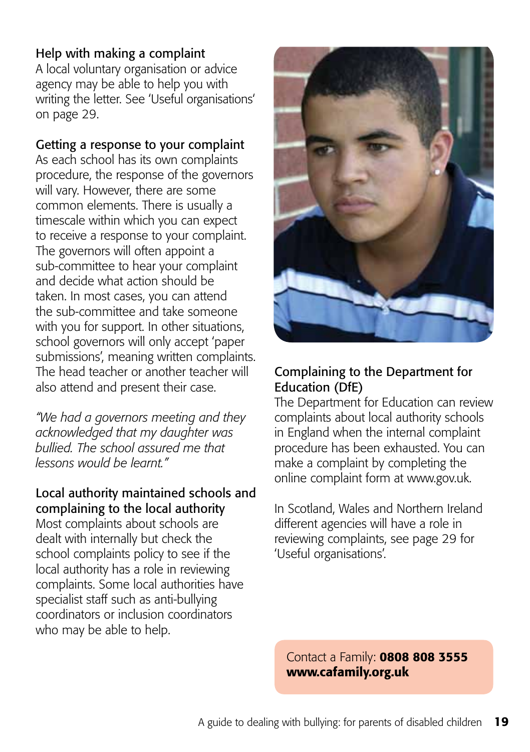### Help with making a complaint

A local voluntary organisation or advice agency may be able to help you with writing the letter. See 'Useful organisations' on page 29.

### Getting a response to your complaint

As each school has its own complaints procedure, the response of the governors will vary. However, there are some common elements. There is usually a timescale within which you can expect to receive a response to your complaint. The governors will often appoint a sub-committee to hear your complaint and decide what action should be taken. In most cases, you can attend the sub-committee and take someone with you for support. In other situations, school governors will only accept 'paper submissions', meaning written complaints. The head teacher or another teacher will also attend and present their case.

*"We had a governors meeting and they acknowledged that my daughter was bullied. The school assured me that lessons would be learnt."*

### Local authority maintained schools and complaining to the local authority

Most complaints about schools are dealt with internally but check the school complaints policy to see if the local authority has a role in reviewing complaints. Some local authorities have specialist staff such as anti-bullying coordinators or inclusion coordinators who may be able to help.

### Complaining to the Department for Education (DfE)

The Department for Education can review complaints about local authority schools in England when the internal complaint procedure has been exhausted. You can make a complaint by completing the online complaint form at www.gov.uk.

In Scotland, Wales and Northern Ireland different agencies will have a role in reviewing complaints, see page 29 for 'Useful organisations'.

Contact a Family: **0808 808 3555**
**www.cafamily.org.uk**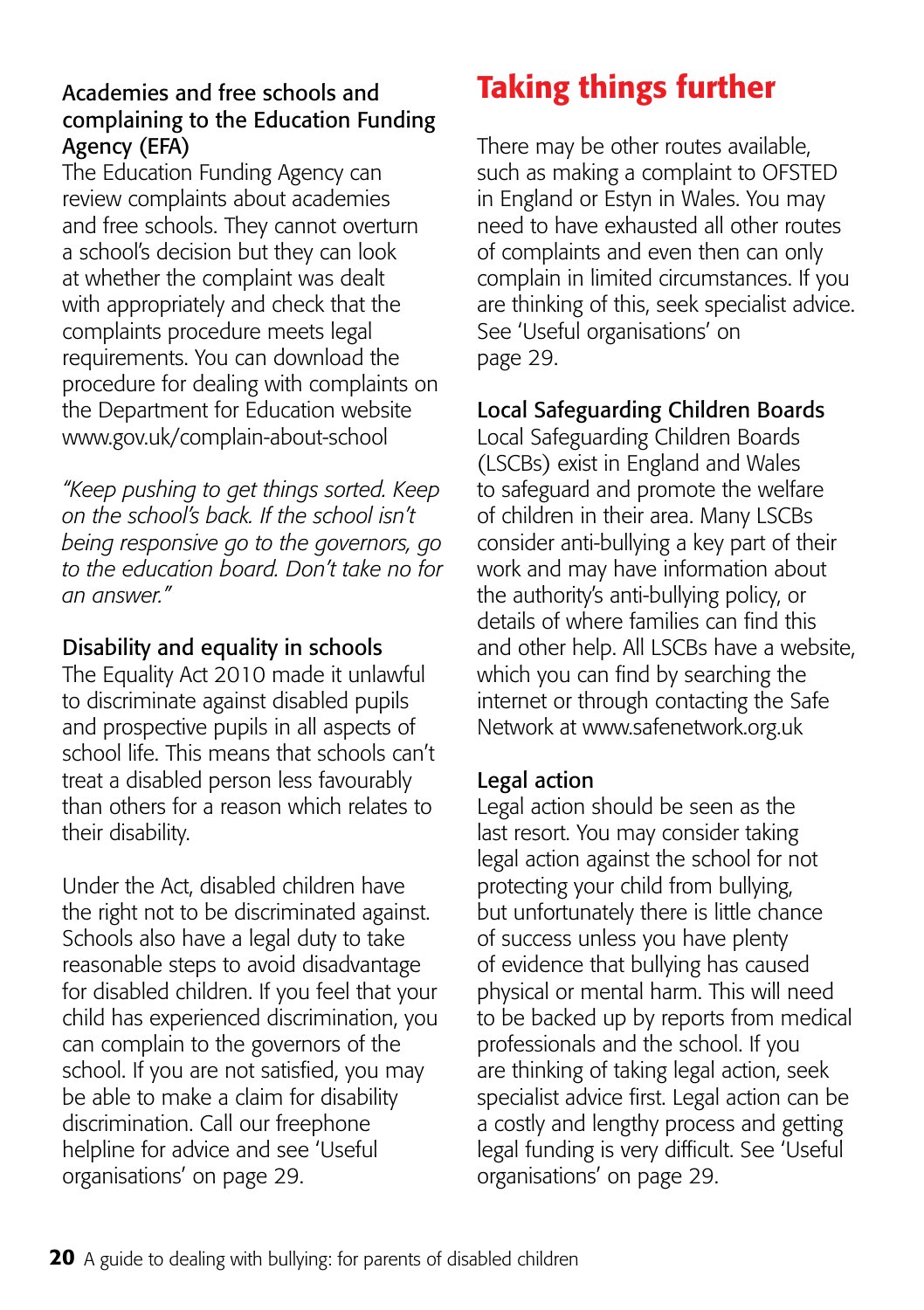### Academies and free schools and complaining to the Education Funding Agency (EFA)

The Education Funding Agency can review complaints about academies and free schools. They cannot overturn a school's decision but they can look at whether the complaint was dealt with appropriately and check that the complaints procedure meets legal requirements. You can download the procedure for dealing with complaints on the Department for Education website www.gov.uk/complain-about-school

*"Keep pushing to get things sorted. Keep on the school's back. If the school isn't being responsive go to the governors, go to the education board. Don't take no for an answer."*

### Disability and equality in schools

The Equality Act 2010 made it unlawful to discriminate against disabled pupils and prospective pupils in all aspects of school life. This means that schools can't treat a disabled person less favourably than others for a reason which relates to their disability.

Under the Act, disabled children have the right not to be discriminated against. Schools also have a legal duty to take reasonable steps to avoid disadvantage for disabled children. If you feel that your child has experienced discrimination, you can complain to the governors of the school. If you are not satisfied, you may be able to make a claim for disability discrimination. Call our freephone helpline for advice and see 'Useful organisations' on page 29.

## Taking things further

There may be other routes available, such as making a complaint to OFSTED in England or Estyn in Wales. You may need to have exhausted all other routes of complaints and even then can only complain in limited circumstances. If you are thinking of this, seek specialist advice. See 'Useful organisations' on page 29.

### Local Safeguarding Children Boards

Local Safeguarding Children Boards (LSCBs) exist in England and Wales to safeguard and promote the welfare of children in their area. Many LSCBs consider anti-bullying a key part of their work and may have information about the authority's anti-bullying policy, or details of where families can find this and other help. All LSCBs have a website, which you can find by searching the internet or through contacting the Safe Network at www.safenetwork.org.uk

### Legal action

Legal action should be seen as the last resort. You may consider taking legal action against the school for not protecting your child from bullying, but unfortunately there is little chance of success unless you have plenty of evidence that bullying has caused physical or mental harm. This will need to be backed up by reports from medical professionals and the school. If you are thinking of taking legal action, seek specialist advice first. Legal action can be a costly and lengthy process and getting legal funding is very difficult. See 'Useful organisations' on page 29.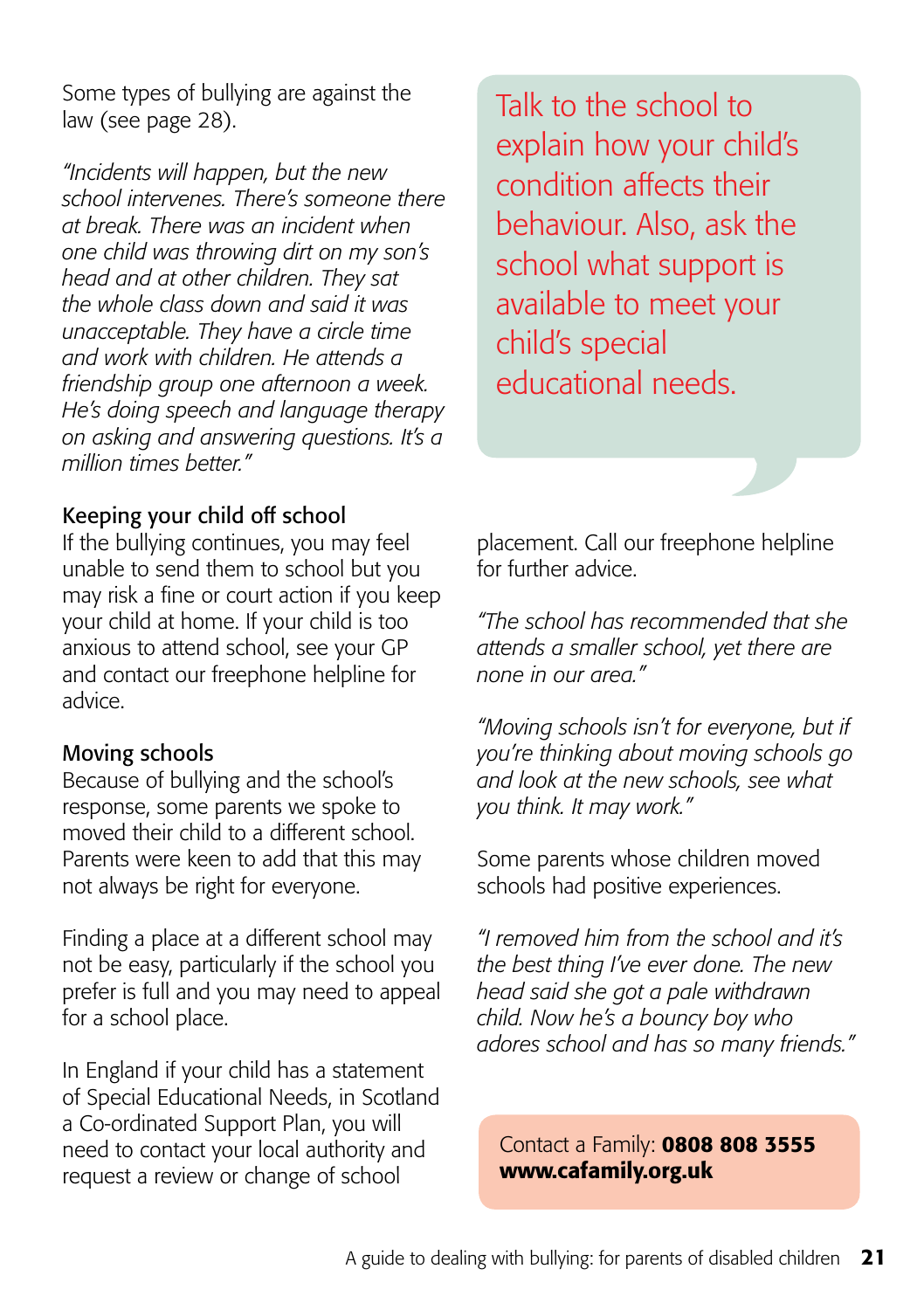Some types of bullying are against the law (see page 28).

*"Incidents will happen, but the new school intervenes. There's someone there at break. There was an incident when one child was throwing dirt on my son's head and at other children. They sat the whole class down and said it was unacceptable. They have a circle time and work with children. He attends a friendship group one afternoon a week. He's doing speech and language therapy on asking and answering questions. It's a million times better."*

Talk to the school to explain how your child's condition affects their behaviour. Also, ask the school what support is available to meet your child's special educational needs.

### Keeping your child off school

If the bullying continues, you may feel unable to send them to school but you may risk a fine or court action if you keep your child at home. If your child is too anxious to attend school, see your GP and contact our freephone helpline for advice.

### Moving schools

Because of bullying and the school's response, some parents we spoke to moved their child to a different school. Parents were keen to add that this may not always be right for everyone.

Finding a place at a different school may not be easy, particularly if the school you prefer is full and you may need to appeal for a school place.

In England if your child has a statement of Special Educational Needs, in Scotland a Co-ordinated Support Plan, you will need to contact your local authority and request a review or change of school placement. Call our freephone helpline for further advice.

*"The school has recommended that she attends a smaller school, yet there are none in our area."*

*"Moving schools isn't for everyone, but if you're thinking about moving schools go and look at the new schools, see what you think. It may work."*

Some parents whose children moved schools had positive experiences.

*"I removed him from the school and it's the best thing I've ever done. The new head said she got a pale withdrawn child. Now he's a bouncy boy who adores school and has so many friends."*

Contact a Family: **0808 808 3555**
**www.cafamily.org.uk**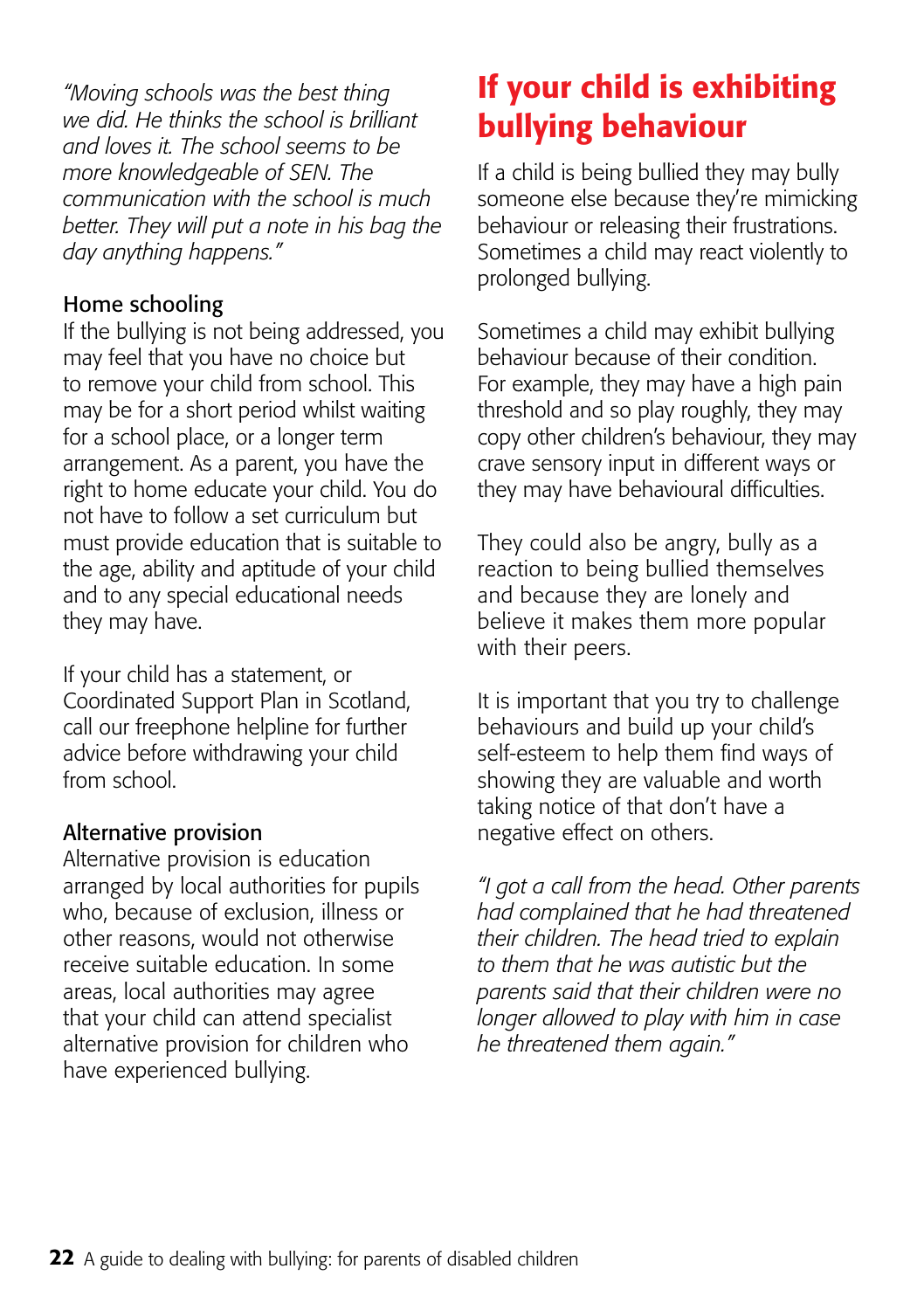*"Moving schools was the best thing we did. He thinks the school is brilliant and loves it. The school seems to be more knowledgeable of SEN. The communication with the school is much better. They will put a note in his bag the day anything happens."*

### Home schooling

If the bullying is not being addressed, you may feel that you have no choice but to remove your child from school. This may be for a short period whilst waiting for a school place, or a longer term arrangement. As a parent, you have the right to home educate your child. You do not have to follow a set curriculum but must provide education that is suitable to the age, ability and aptitude of your child and to any special educational needs they may have.

If your child has a statement, or Coordinated Support Plan in Scotland, call our freephone helpline for further advice before withdrawing your child from school.

### Alternative provision

Alternative provision is education arranged by local authorities for pupils who, because of exclusion, illness or other reasons, would not otherwise receive suitable education. In some areas, local authorities may agree that your child can attend specialist alternative provision for children who have experienced bullying.

## If your child is exhibiting bullying behaviour

If a child is being bullied they may bully someone else because they're mimicking behaviour or releasing their frustrations. Sometimes a child may react violently to prolonged bullying.

Sometimes a child may exhibit bullying behaviour because of their condition. For example, they may have a high pain threshold and so play roughly, they may copy other children's behaviour, they may crave sensory input in different ways or they may have behavioural difficulties.

They could also be angry, bully as a reaction to being bullied themselves and because they are lonely and believe it makes them more popular with their peers.

It is important that you try to challenge behaviours and build up your child's self-esteem to help them find ways of showing they are valuable and worth taking notice of that don't have a negative effect on others.

*"I got a call from the head. Other parents had complained that he had threatened their children. The head tried to explain to them that he was autistic but the parents said that their children were no longer allowed to play with him in case he threatened them again."*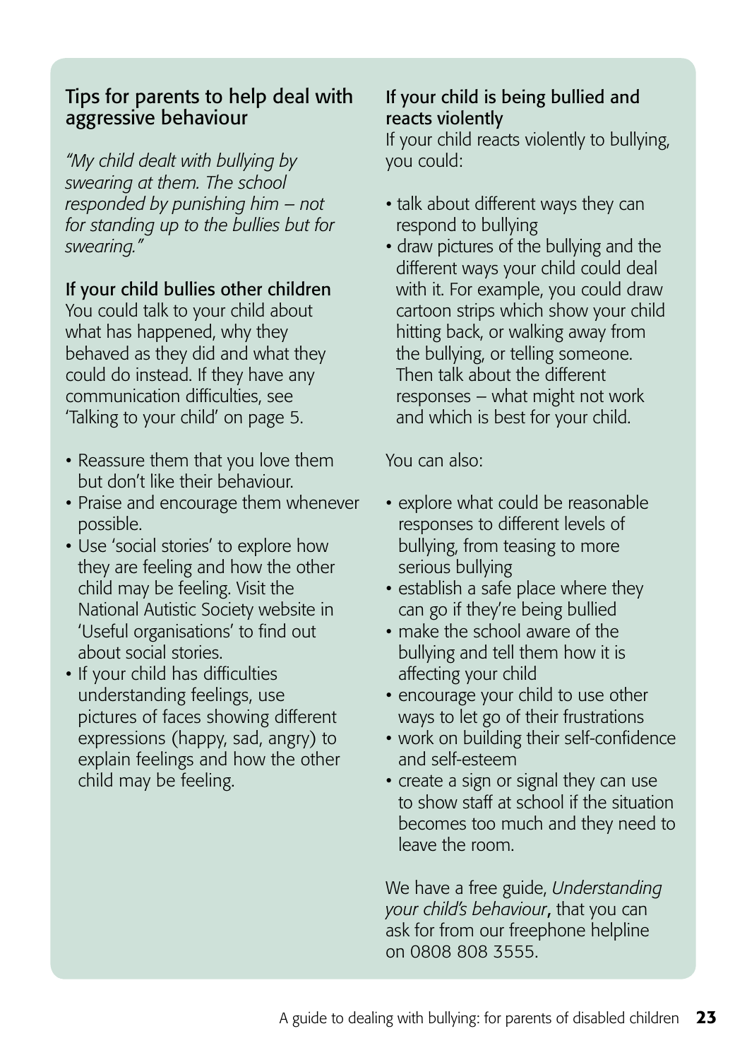## Tips for parents to help deal with aggressive behaviour

*"My child dealt with bullying by swearing at them. The school responded by punishing him – not for standing up to the bullies but for swearing."*

### If your child bullies other children

You could talk to your child about what has happened, why they behaved as they did and what they could do instead. If they have any communication difficulties, see 'Talking to your child' on page 5.

- Reassure them that you love them but don't like their behaviour.
- Praise and encourage them whenever possible.
- Use 'social stories' to explore how they are feeling and how the other child may be feeling. Visit the National Autistic Society website in 'Useful organisations' to find out about social stories.
- If your child has difficulties understanding feelings, use pictures of faces showing different expressions (happy, sad, angry) to explain feelings and how the other child may be feeling.

### If your child is being bullied and reacts violently

If your child reacts violently to bullying, you could:

- talk about different ways they can respond to bullying
- draw pictures of the bullying and the different ways your child could deal with it. For example, you could draw cartoon strips which show your child hitting back, or walking away from the bullying, or telling someone. Then talk about the different responses – what might not work and which is best for your child.

You can also:

- explore what could be reasonable responses to different levels of bullying, from teasing to more serious bullying
- establish a safe place where they can go if they're being bullied
- make the school aware of the bullying and tell them how it is affecting your child
- encourage your child to use other ways to let go of their frustrations
- work on building their self-confidence and self-esteem
- create a sign or signal they can use to show staff at school if the situation becomes too much and they need to leave the room.

We have a free guide, *Understanding your child's behaviour*, that you can ask for from our freephone helpline on 0808 808 3555.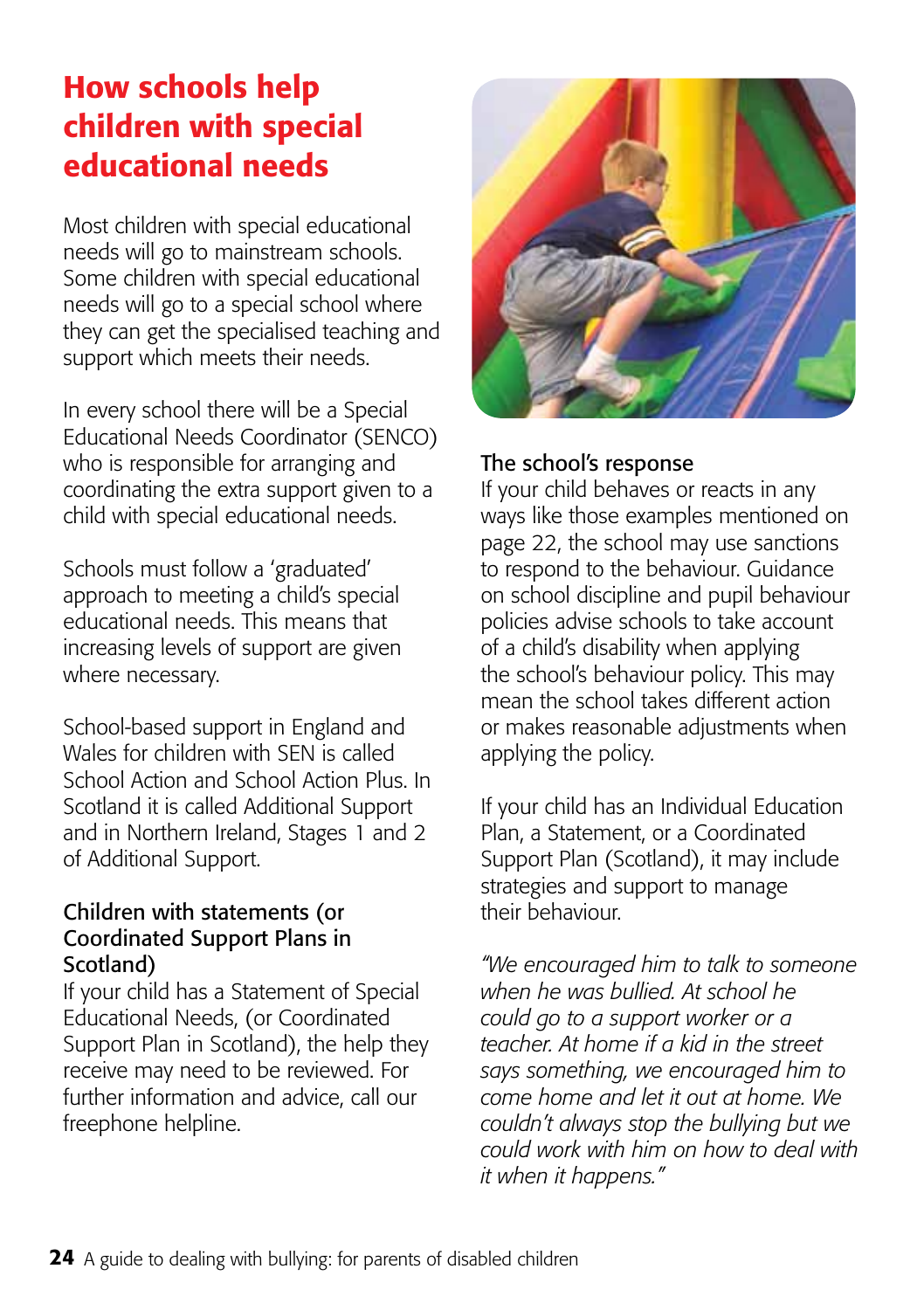# How schools help children with special educational needs

Most children with special educational needs will go to mainstream schools. Some children with special educational needs will go to a special school where they can get the specialised teaching and support which meets their needs.

In every school there will be a Special Educational Needs Coordinator (SENCO) who is responsible for arranging and coordinating the extra support given to a child with special educational needs.

Schools must follow a 'graduated' approach to meeting a child's special educational needs. This means that increasing levels of support are given where necessary.

School-based support in England and Wales for children with SEN is called School Action and School Action Plus. In Scotland it is called Additional Support and in Northern Ireland, Stages 1 and 2 of Additional Support.

### Children with statements (or Coordinated Support Plans in Scotland)

If your child has a Statement of Special Educational Needs, (or Coordinated Support Plan in Scotland), the help they receive may need to be reviewed. For further information and advice, call our freephone helpline.

### The school's response

If your child behaves or reacts in any ways like those examples mentioned on page 22, the school may use sanctions to respond to the behaviour. Guidance on school discipline and pupil behaviour policies advise schools to take account of a child's disability when applying the school's behaviour policy. This may mean the school takes different action or makes reasonable adjustments when applying the policy.

If your child has an Individual Education Plan, a Statement, or a Coordinated Support Plan (Scotland), it may include strategies and support to manage their behaviour.

*"We encouraged him to talk to someone when he was bullied. At school he could go to a support worker or a teacher. At home if a kid in the street says something, we encouraged him to come home and let it out at home. We couldn't always stop the bullying but we could work with him on how to deal with it when it happens."*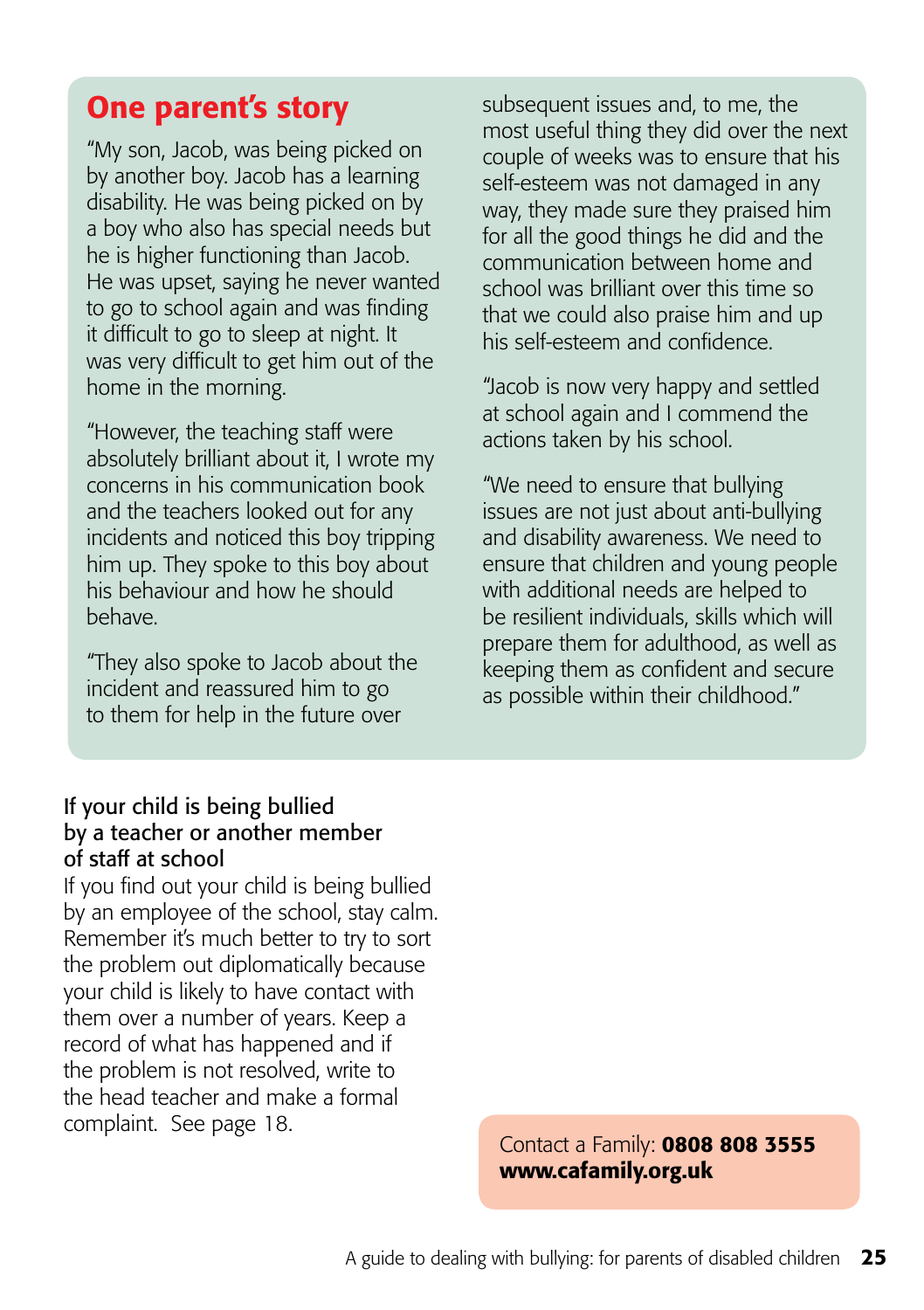## One parent's story

"My son, Jacob, was being picked on by another boy. Jacob has a learning disability. He was being picked on by a boy who also has special needs but he is higher functioning than Jacob. He was upset, saying he never wanted to go to school again and was finding it difficult to go to sleep at night. It was very difficult to get him out of the home in the morning.

"However, the teaching staff were absolutely brilliant about it, I wrote my concerns in his communication book and the teachers looked out for any incidents and noticed this boy tripping him up. They spoke to this boy about his behaviour and how he should behave.

"They also spoke to Jacob about the incident and reassured him to go to them for help in the future over subsequent issues and, to me, the most useful thing they did over the next couple of weeks was to ensure that his self-esteem was not damaged in any way, they made sure they praised him for all the good things he did and the communication between home and school was brilliant over this time so that we could also praise him and up his self-esteem and confidence.

"Jacob is now very happy and settled at school again and I commend the actions taken by his school.

"We need to ensure that bullying issues are not just about anti-bullying and disability awareness. We need to ensure that children and young people with additional needs are helped to be resilient individuals, skills which will prepare them for adulthood, as well as keeping them as confident and secure as possible within their childhood."

### If your child is being bullied by a teacher or another member of staff at school

If you find out your child is being bullied by an employee of the school, stay calm. Remember it's much better to try to sort the problem out diplomatically because your child is likely to have contact with them over a number of years. Keep a record of what has happened and if the problem is not resolved, write to the head teacher and make a formal complaint. See page 18.

Contact a Family: **0808 808 3555**
**www.cafamily.org.uk**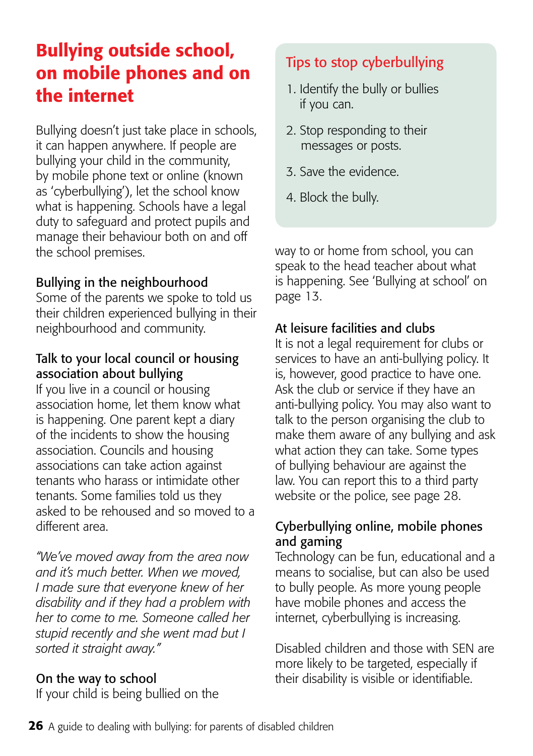# Bullying outside school, on mobile phones and on the internet

Bullying doesn't just take place in schools, it can happen anywhere. If people are bullying your child in the community, by mobile phone text or online (known as 'cyberbullying'), let the school know what is happening. Schools have a legal duty to safeguard and protect pupils and manage their behaviour both on and off the school premises.

### Bullying in the neighbourhood

Some of the parents we spoke to told us their children experienced bullying in their neighbourhood and community.

### Talk to your local council or housing association about bullying

If you live in a council or housing association home, let them know what is happening. One parent kept a diary of the incidents to show the housing association. Councils and housing associations can take action against tenants who harass or intimidate other tenants. Some families told us they asked to be rehoused and so moved to a different area.

*"We've moved away from the area now and it's much better. When we moved, I made sure that everyone knew of her disability and if they had a problem with her to come to me. Someone called her stupid recently and she went mad but I sorted it straight away."*

### On the way to school

If your child is being bullied on the way to or home from school, you can speak to the head teacher about what is happening. See 'Bullying at school' on page 13.

## Tips to stop cyberbullying

1. Identify the bully or bullies if you can.
2. Stop responding to their messages or posts.
3. Save the evidence.
4. Block the bully.

### At leisure facilities and clubs

It is not a legal requirement for clubs or services to have an anti-bullying policy. It is, however, good practice to have one. Ask the club or service if they have an anti-bullying policy. You may also want to talk to the person organising the club to make them aware of any bullying and ask what action they can take. Some types of bullying behaviour are against the law. You can report this to a third party website or the police, see page 28.

### Cyberbullying online, mobile phones and gaming

Technology can be fun, educational and a means to socialise, but can also be used to bully people. As more young people have mobile phones and access the internet, cyberbullying is increasing.

Disabled children and those with SEN are more likely to be targeted, especially if their disability is visible or identifiable.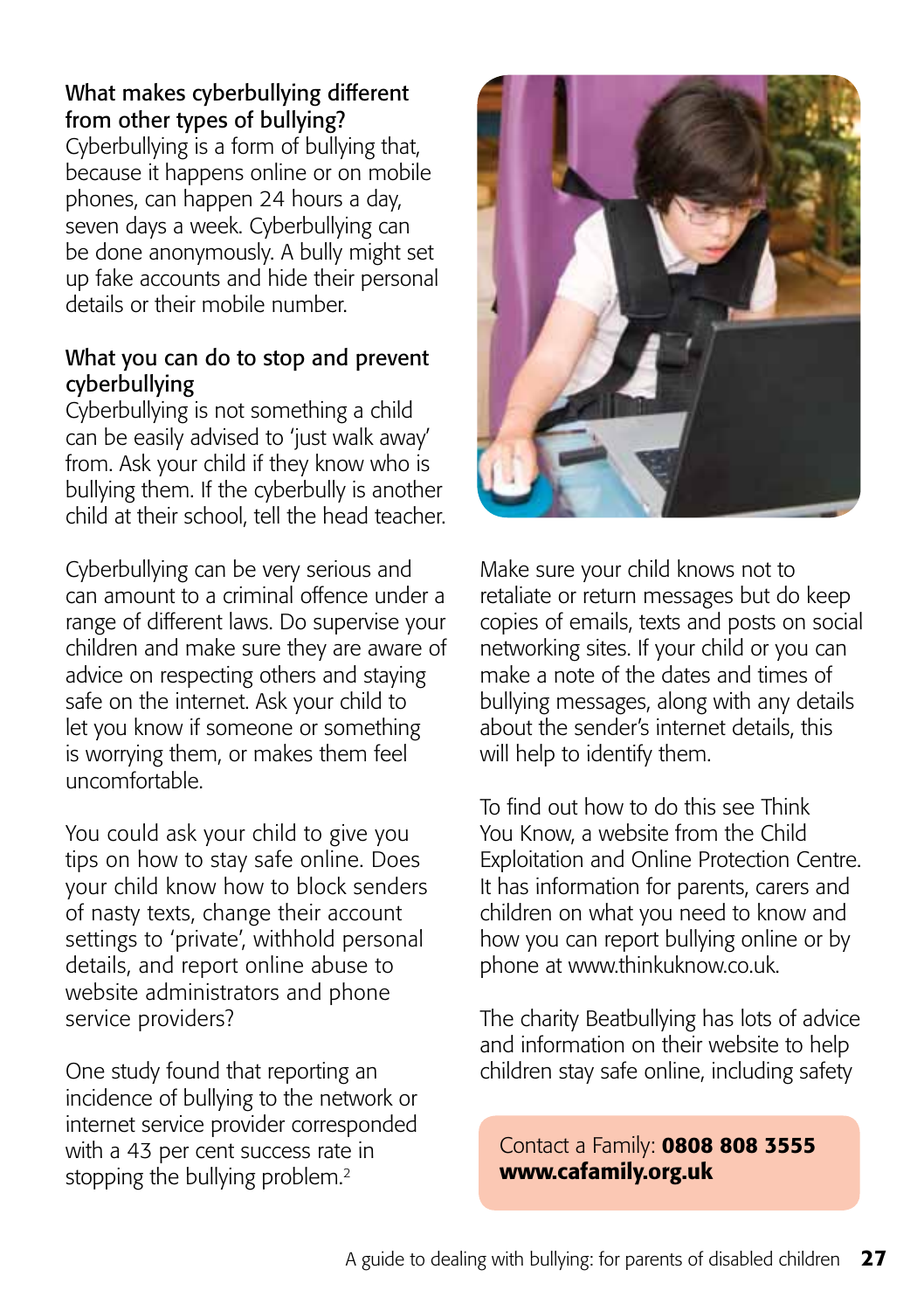## What makes cyberbullying different from other types of bullying?

Cyberbullying is a form of bullying that, because it happens online or on mobile phones, can happen 24 hours a day, seven days a week. Cyberbullying can be done anonymously. A bully might set up fake accounts and hide their personal details or their mobile number.

## What you can do to stop and prevent cyberbullying

Cyberbullying is not something a child can be easily advised to 'just walk away' from. Ask your child if they know who is bullying them. If the cyberbully is another child at their school, tell the head teacher.

Cyberbullying can be very serious and can amount to a criminal offence under a range of different laws. Do supervise your children and make sure they are aware of advice on respecting others and staying safe on the internet. Ask your child to let you know if someone or something is worrying them, or makes them feel uncomfortable.

You could ask your child to give you tips on how to stay safe online. Does your child know how to block senders of nasty texts, change their account settings to 'private', withhold personal details, and report online abuse to website administrators and phone service providers?

One study found that reporting an incidence of bullying to the network or internet service provider corresponded with a 43 per cent success rate in stopping the bullying problem.[2]

Make sure your child knows not to retaliate or return messages but do keep copies of emails, texts and posts on social networking sites. If your child or you can make a note of the dates and times of bullying messages, along with any details about the sender's internet details, this will help to identify them.

To find out how to do this see Think You Know, a website from the Child Exploitation and Online Protection Centre. It has information for parents, carers and children on what you need to know and how you can report bullying online or by phone at www.thinkuknow.co.uk.

The charity Beatbullying has lots of advice and information on their website to help children stay safe online, including safety

Contact a Family: **0808 808 3555**
**www.cafamily.org.uk**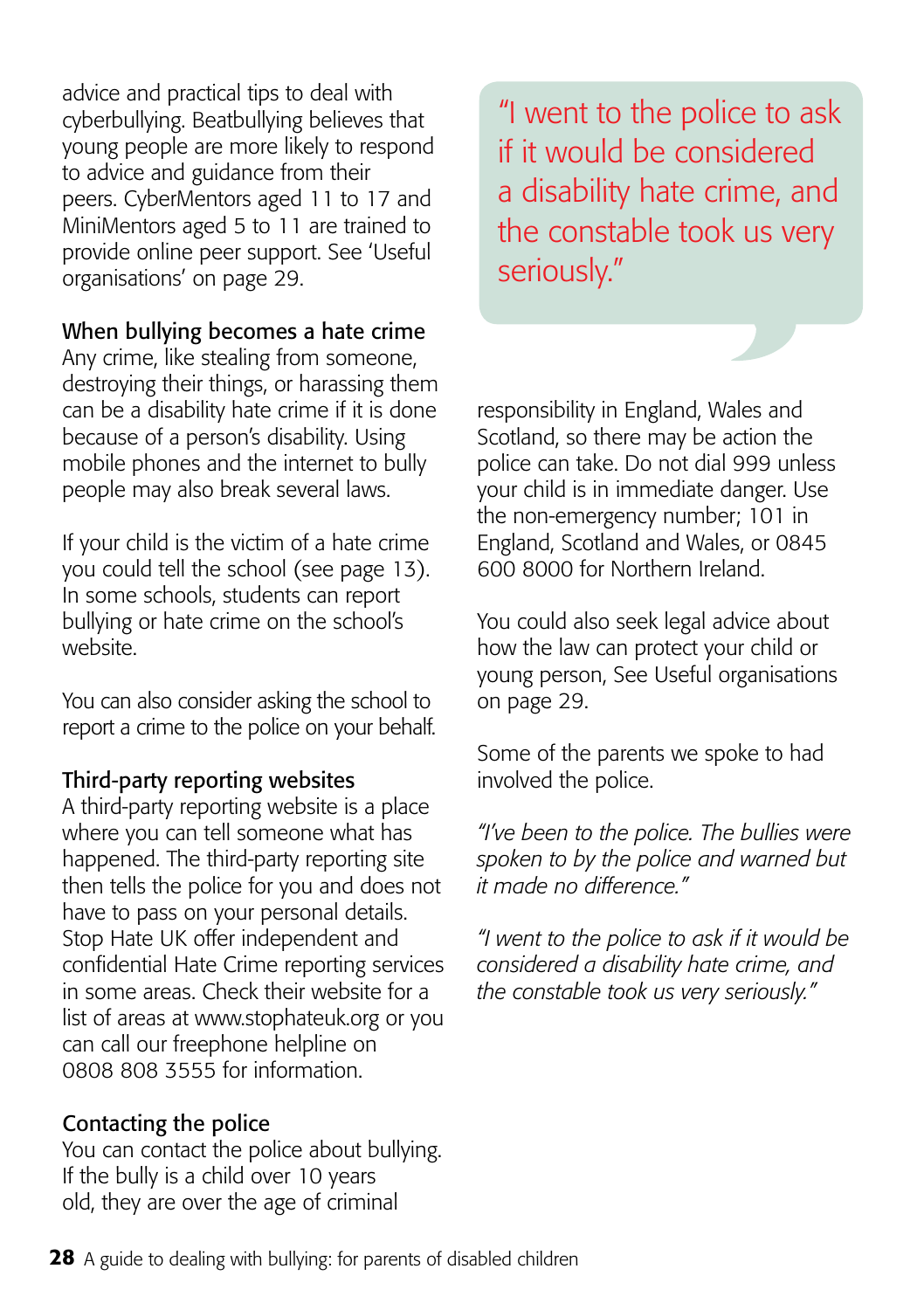advice and practical tips to deal with cyberbullying. Beatbullying believes that young people are more likely to respond to advice and guidance from their peers. CyberMentors aged 11 to 17 and MiniMentors aged 5 to 11 are trained to provide online peer support. See 'Useful organisations' on page 29.

### When bullying becomes a hate crime

Any crime, like stealing from someone, destroying their things, or harassing them can be a disability hate crime if it is done because of a person's disability. Using mobile phones and the internet to bully people may also break several laws.

If your child is the victim of a hate crime you could tell the school (see page 13). In some schools, students can report bullying or hate crime on the school's website.

You can also consider asking the school to report a crime to the police on your behalf.

### Third-party reporting websites

A third-party reporting website is a place where you can tell someone what has happened. The third-party reporting site then tells the police for you and does not have to pass on your personal details. Stop Hate UK offer independent and confidential Hate Crime reporting services in some areas. Check their website for a list of areas at www.stophateuk.org or you can call our freephone helpline on 0808 808 3555 for information.

### Contacting the police

You can contact the police about bullying. If the bully is a child over 10 years old, they are over the age of criminal responsibility in England, Wales and Scotland, so there may be action the police can take. Do not dial 999 unless your child is in immediate danger. Use the non-emergency number; 101 in England, Scotland and Wales, or 0845 600 8000 for Northern Ireland.

> "I went to the police to ask if it would be considered a disability hate crime, and the constable took us very seriously."

You could also seek legal advice about how the law can protect your child or young person, See Useful organisations on page 29.

Some of the parents we spoke to had involved the police.

*"I've been to the police. The bullies were spoken to by the police and warned but it made no difference."*

*"I went to the police to ask if it would be considered a disability hate crime, and the constable took us very seriously."*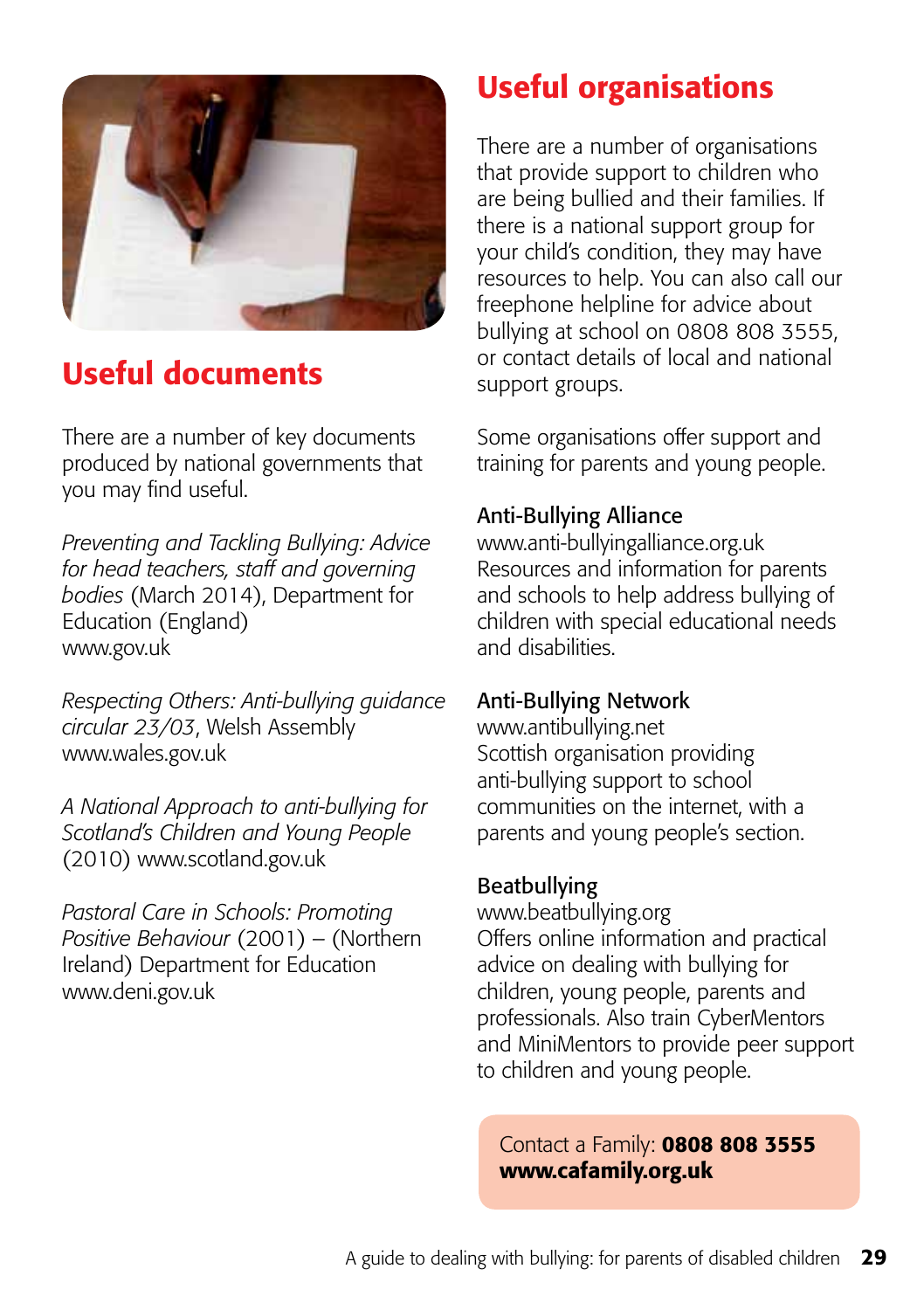## Useful documents

There are a number of key documents produced by national governments that you may find useful.

*Preventing and Tackling Bullying: Advice for head teachers, staff and governing bodies* (March 2014), Department for Education (England)
www.gov.uk

*Respecting Others: Anti-bullying guidance circular 23/03*, Welsh Assembly
www.wales.gov.uk

*A National Approach to anti-bullying for Scotland's Children and Young People* (2010) www.scotland.gov.uk

*Pastoral Care in Schools: Promoting Positive Behaviour* (2001) – (Northern Ireland) Department for Education
www.deni.gov.uk

## Useful organisations

There are a number of organisations that provide support to children who are being bullied and their families. If there is a national support group for your child's condition, they may have resources to help. You can also call our freephone helpline for advice about bullying at school on 0808 808 3555, or contact details of local and national support groups.

Some organisations offer support and training for parents and young people.

**Anti-Bullying Alliance**
www.anti-bullyingalliance.org.uk
Resources and information for parents and schools to help address bullying of children with special educational needs and disabilities.

**Anti-Bullying Network**
www.antibullying.net
Scottish organisation providing anti-bullying support to school communities on the internet, with a parents and young people's section.

**Beatbullying**
www.beatbullying.org
Offers online information and practical advice on dealing with bullying for children, young people, parents and professionals. Also train CyberMentors and MiniMentors to provide peer support to children and young people.

Contact a Family: **0808 808 3555**
**www.cafamily.org.uk**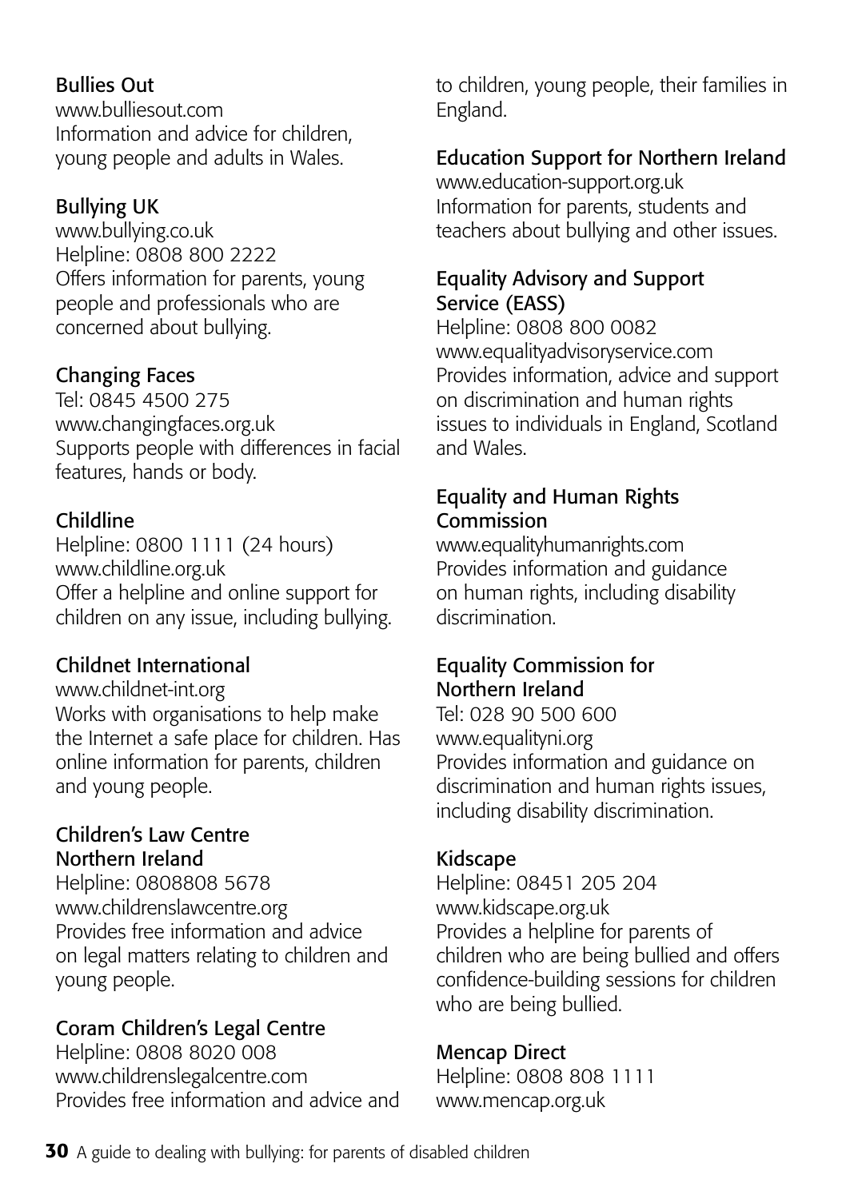### Bullies Out

www.bulliesout.com
Information and advice for children, young people and adults in Wales.

### Bullying UK

www.bullying.co.uk
Helpline: 0808 800 2222
Offers information for parents, young people and professionals who are concerned about bullying.

### Changing Faces

Tel: 0845 4500 275
www.changingfaces.org.uk
Supports people with differences in facial features, hands or body.

### Childline

Helpline: 0800 1111 (24 hours)
www.childline.org.uk
Offer a helpline and online support for children on any issue, including bullying.

### Childnet International

www.childnet-int.org
Works with organisations to help make the Internet a safe place for children. Has online information for parents, children and young people.

### Children's Law Centre Northern Ireland

Helpline: 0808808 5678
www.childrenslawcentre.org
Provides free information and advice on legal matters relating to children and young people.

### Coram Children's Legal Centre

Helpline: 0808 8020 008
www.childrenslegalcentre.com
Provides free information and advice and to children, young people, their families in England.

### Education Support for Northern Ireland

www.education-support.org.uk
Information for parents, students and teachers about bullying and other issues.

### Equality Advisory and Support Service (EASS)

Helpline: 0808 800 0082
www.equalityadvisoryservice.com
Provides information, advice and support on discrimination and human rights issues to individuals in England, Scotland and Wales.

### Equality and Human Rights Commission

www.equalityhumanrights.com
Provides information and guidance on human rights, including disability discrimination.

### Equality Commission for Northern Ireland

Tel: 028 90 500 600
www.equalityni.org
Provides information and guidance on discrimination and human rights issues, including disability discrimination.

### Kidscape

Helpline: 08451 205 204
www.kidscape.org.uk
Provides a helpline for parents of children who are being bullied and offers confidence-building sessions for children who are being bullied.

### Mencap Direct

Helpline: 0808 808 1111
www.mencap.org.uk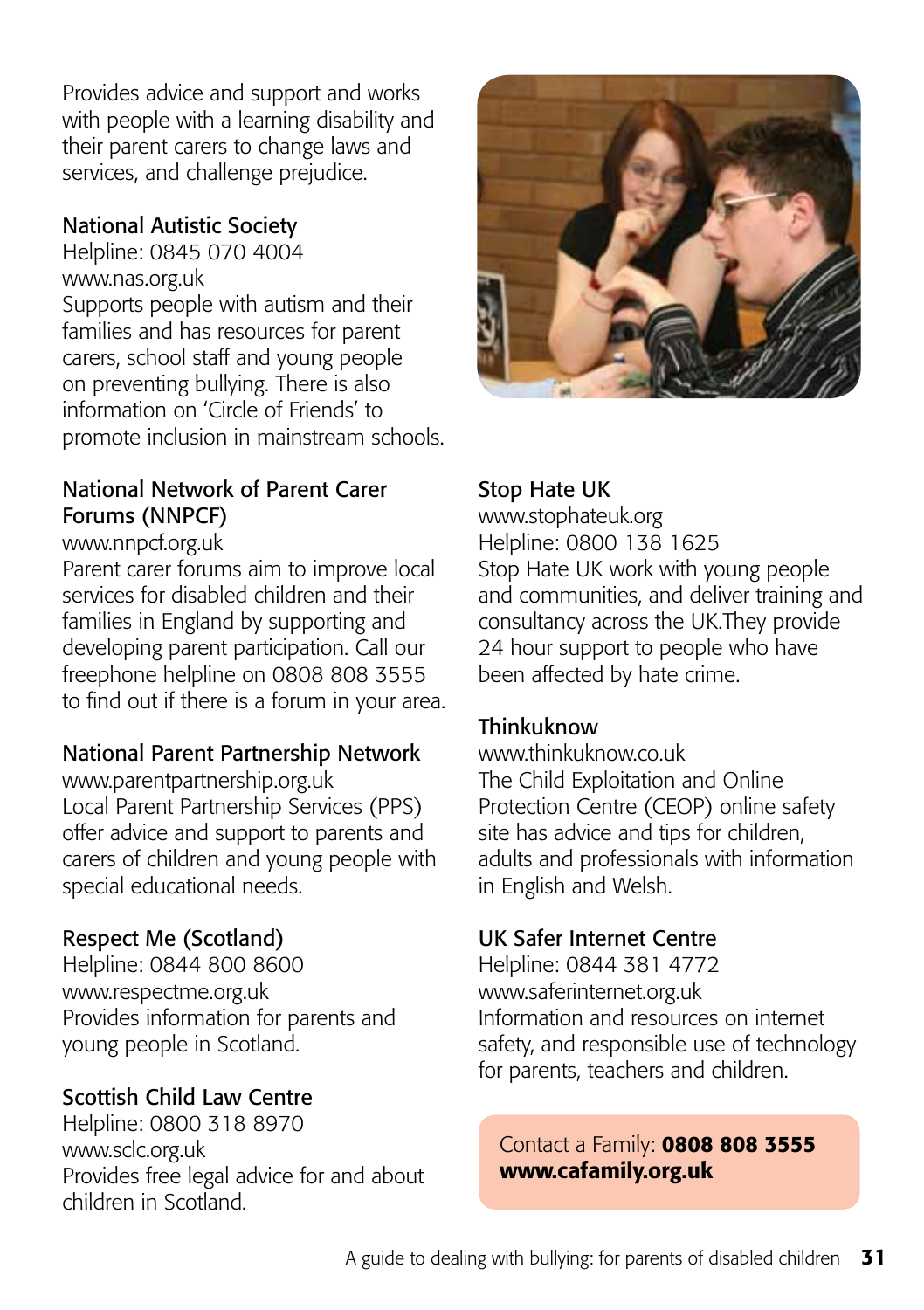Provides advice and support and works with people with a learning disability and their parent carers to change laws and services, and challenge prejudice.

**National Autistic Society**
Helpline: 0845 070 4004
www.nas.org.uk
Supports people with autism and their families and has resources for parent carers, school staff and young people on preventing bullying. There is also information on 'Circle of Friends' to promote inclusion in mainstream schools.

**National Network of Parent Carer Forums (NNPCF)**
www.nnpcf.org.uk
Parent carer forums aim to improve local services for disabled children and their families in England by supporting and developing parent participation. Call our freephone helpline on 0808 808 3555 to find out if there is a forum in your area.

**National Parent Partnership Network**
www.parentpartnership.org.uk
Local Parent Partnership Services (PPS) offer advice and support to parents and carers of children and young people with special educational needs.

**Respect Me (Scotland)**
Helpline: 0844 800 8600
www.respectme.org.uk
Provides information for parents and young people in Scotland.

**Scottish Child Law Centre**
Helpline: 0800 318 8970
www.sclc.org.uk
Provides free legal advice for and about children in Scotland.

**Stop Hate UK**
www.stophateuk.org
Helpline: 0800 138 1625
Stop Hate UK work with young people and communities, and deliver training and consultancy across the UK.They provide 24 hour support to people who have been affected by hate crime.

**Thinkuknow**
www.thinkuknow.co.uk
The Child Exploitation and Online Protection Centre (CEOP) online safety site has advice and tips for children, adults and professionals with information in English and Welsh.

**UK Safer Internet Centre**
Helpline: 0844 381 4772
www.saferinternet.org.uk
Information and resources on internet safety, and responsible use of technology for parents, teachers and children.

Contact a Family: **0808 808 3555**
**www.cafamily.org.uk**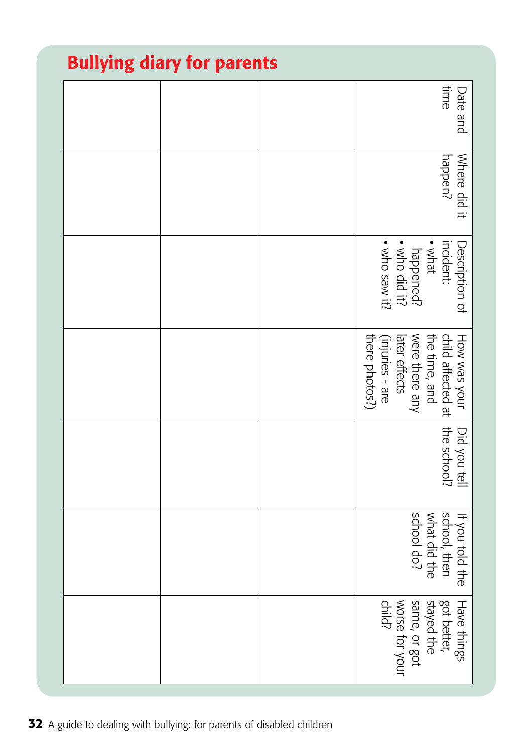## Bullying diary for parents

| Date and time | Where did it happen? | Description of incident: • what happened? • who did it? • who saw it? | How was your child affected at the time, and were there any later effects (injuries - are there photos?) | Did you tell the school? | If you told the school, then what did the school do? | Have things got better, stayed the same, or got worse for your child? |
|---|---|---|---|---|---|---|
| | | | | | | |
| | | | | | | |
| | | | | | | |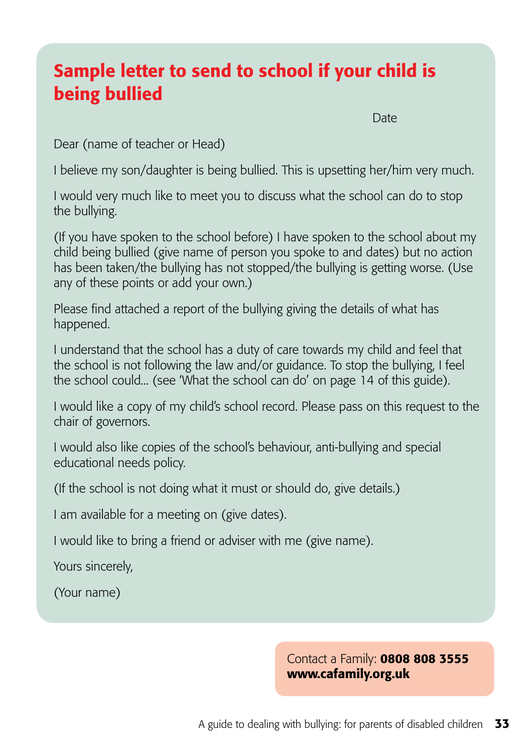## Sample letter to send to school if your child is being bullied

Date

Dear (name of teacher or Head)

I believe my son/daughter is being bullied. This is upsetting her/him very much.

I would very much like to meet you to discuss what the school can do to stop the bullying.

(If you have spoken to the school before) I have spoken to the school about my child being bullied (give name of person you spoke to and dates) but no action has been taken/the bullying has not stopped/the bullying is getting worse. (Use any of these points or add your own.)

Please find attached a report of the bullying giving the details of what has happened.

I understand that the school has a duty of care towards my child and feel that the school is not following the law and/or guidance. To stop the bullying, I feel the school could... (see 'What the school can do' on page 14 of this guide).

I would like a copy of my child's school record. Please pass on this request to the chair of governors.

I would also like copies of the school's behaviour, anti-bullying and special educational needs policy.

(If the school is not doing what it must or should do, give details.)

I am available for a meeting on (give dates).

I would like to bring a friend or adviser with me (give name).

Yours sincerely,

(Your name)

Contact a Family: **0808 808 3555**
**www.cafamily.org.uk**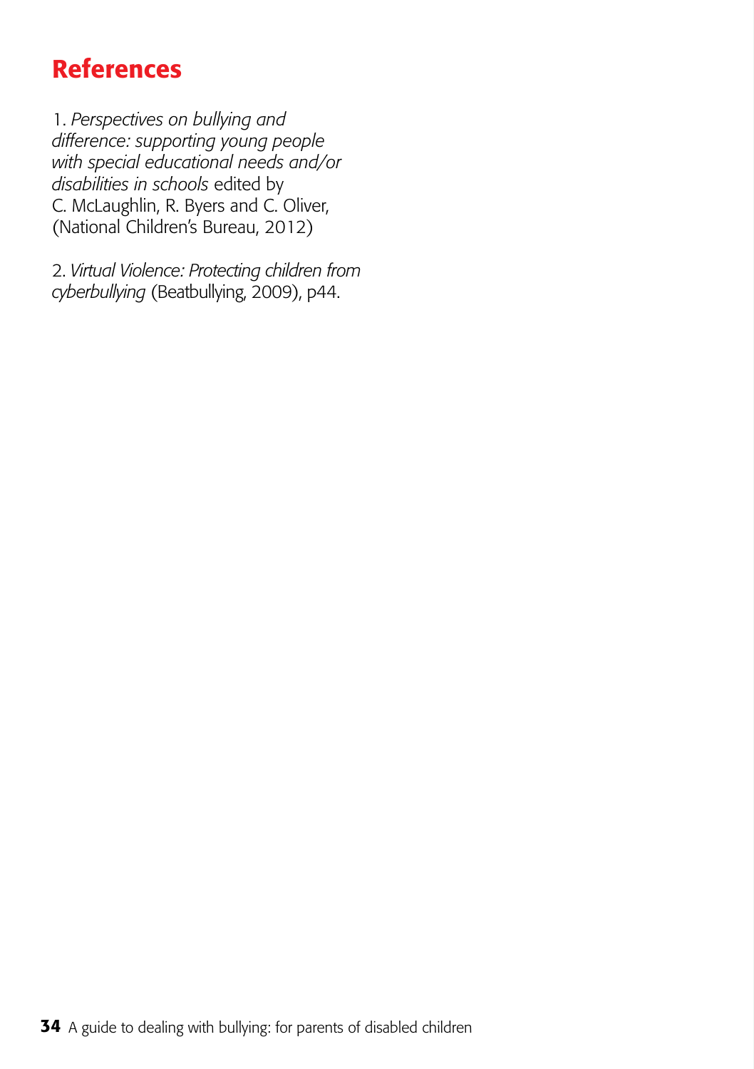# References

1. *Perspectives on bullying and difference: supporting young people with special educational needs and/or disabilities in schools* edited by C. McLaughlin, R. Byers and C. Oliver, (National Children's Bureau, 2012)

2. *Virtual Violence: Protecting children from cyberbullying* (Beatbullying, 2009), p44.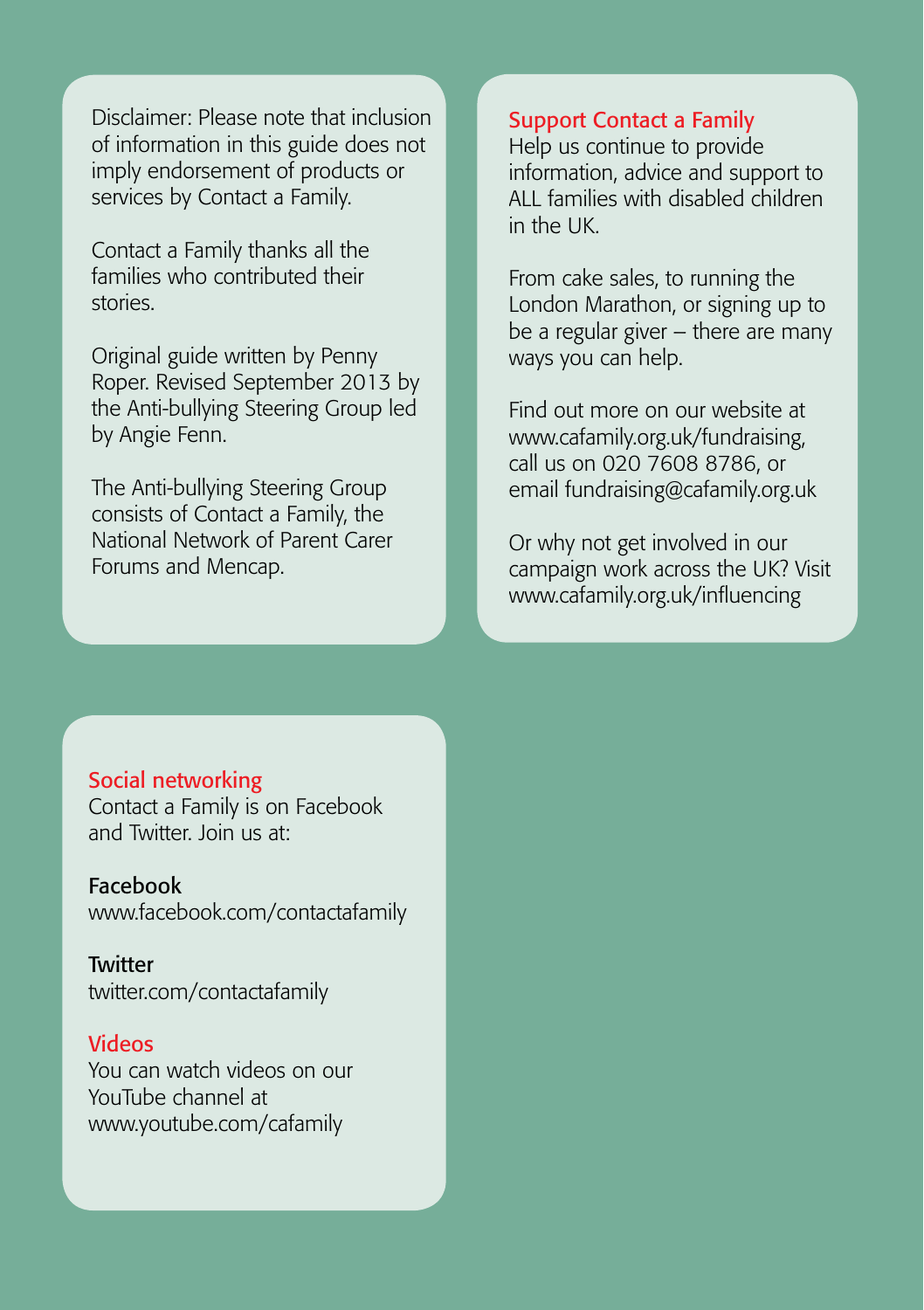Disclaimer: Please note that inclusion of information in this guide does not imply endorsement of products or services by Contact a Family.

Contact a Family thanks all the families who contributed their stories.

Original guide written by Penny Roper. Revised September 2013 by the Anti-bullying Steering Group led by Angie Fenn.

The Anti-bullying Steering Group consists of Contact a Family, the National Network of Parent Carer Forums and Mencap.

## Support Contact a Family

Help us continue to provide information, advice and support to ALL families with disabled children in the UK.

From cake sales, to running the London Marathon, or signing up to be a regular giver – there are many ways you can help.

Find out more on our website at www.cafamily.org.uk/fundraising, call us on 020 7608 8786, or email fundraising@cafamily.org.uk

Or why not get involved in our campaign work across the UK? Visit www.cafamily.org.uk/influencing

## Social networking

Contact a Family is on Facebook and Twitter. Join us at:

**Facebook**
www.facebook.com/contactafamily

**Twitter**
twitter.com/contactafamily

## Videos

You can watch videos on our YouTube channel at www.youtube.com/cafamily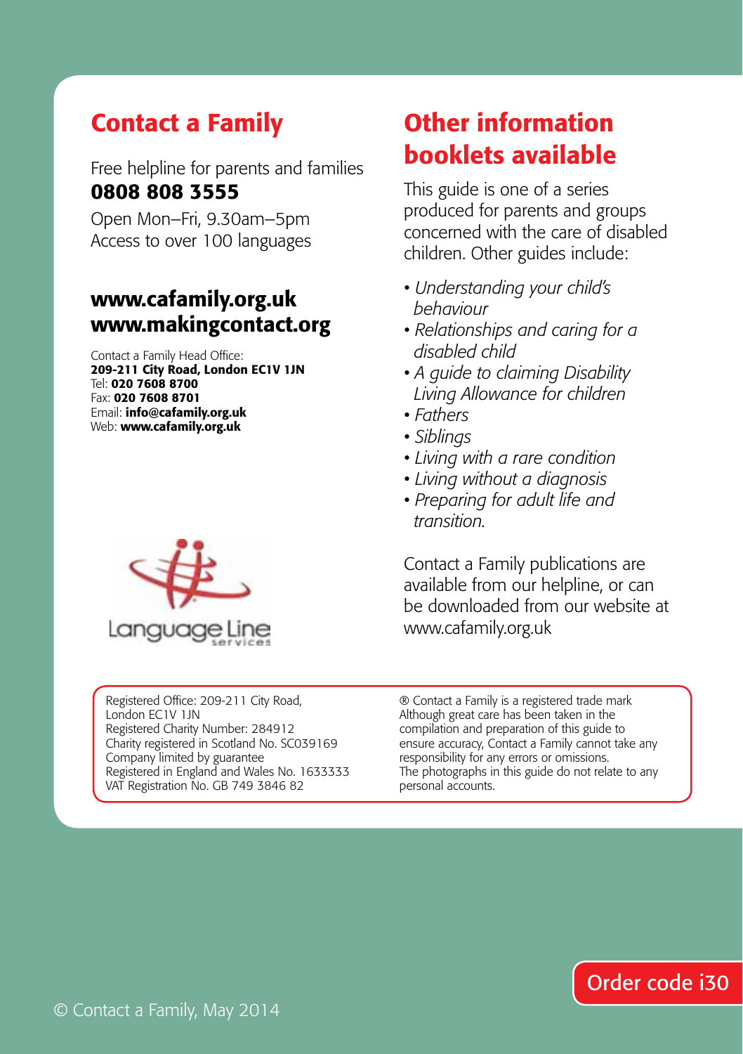## Contact a Family

Free helpline for parents and families
**0808 808 3555**
Open Mon–Fri, 9.30am–5pm
Access to over 100 languages

**www.cafamily.org.uk**
**www.makingcontact.org**

Contact a Family Head Office:
**209-211 City Road, London EC1V 1JN**
Tel: **020 7608 8700**
Fax: **020 7608 8701**
Email: **info@cafamily.org.uk**
Web: **www.cafamily.org.uk**

Language Line services

## Other information booklets available

This guide is one of a series produced for parents and groups concerned with the care of disabled children. Other guides include:

- *Understanding your child's behaviour*
- *Relationships and caring for a disabled child*
- *A guide to claiming Disability Living Allowance for children*
- *Fathers*
- *Siblings*
- *Living with a rare condition*
- *Living without a diagnosis*
- *Preparing for adult life and transition.*

Contact a Family publications are available from our helpline, or can be downloaded from our website at www.cafamily.org.uk

Registered Office: 209-211 City Road, London EC1V 1JN
Registered Charity Number: 284912
Charity registered in Scotland No. SC039169
Company limited by guarantee
Registered in England and Wales No. 1633333
VAT Registration No. GB 749 3846 82

® Contact a Family is a registered trade mark
Although great care has been taken in the compilation and preparation of this guide to ensure accuracy, Contact a Family cannot take any responsibility for any errors or omissions.
The photographs in this guide do not relate to any personal accounts.

Order code i30

© Contact a Family, May 2014